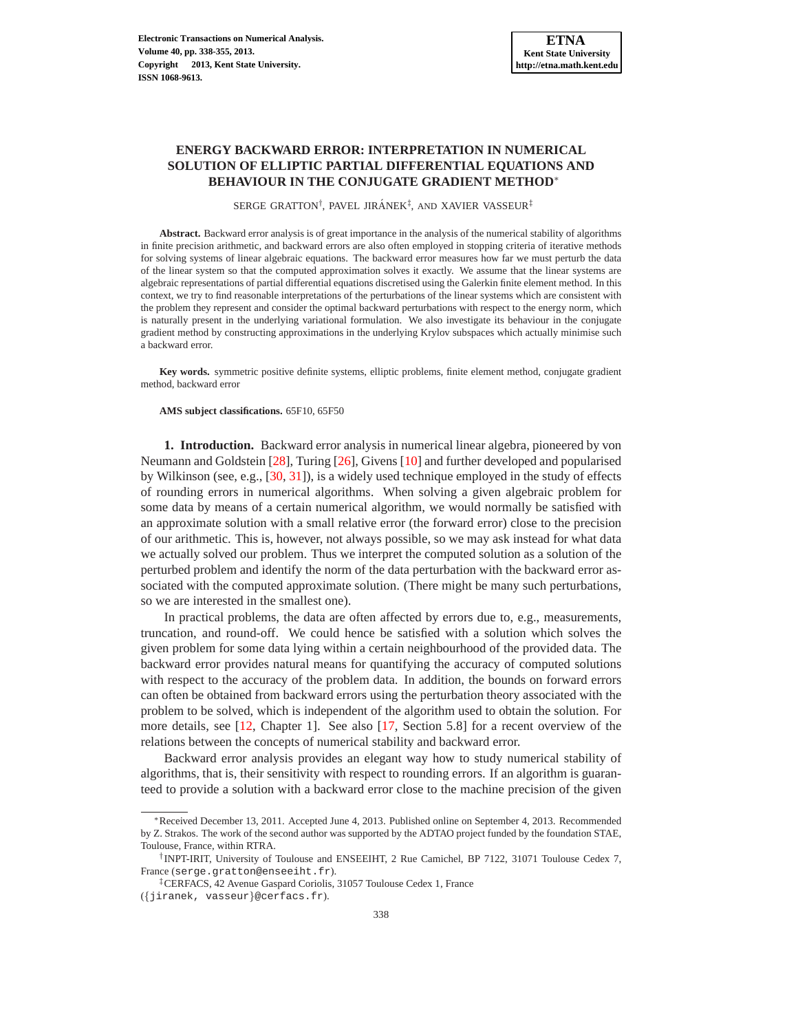# ENERGY BACKWARD ERROR: INTERPRETATION IN NUMERICAL SOLUTION OF ELLIPTIC PARTIAL DIFFERENTIAL EQUATIONS AND BEHAVIOUR IN THE CONJUGATE GRADIENT METHOD*

SERGE GRATTON[†], PAVEL JIRÁNEK[‡], AND XAVIER VASSEUR[‡]

**Abstract.** Backward error analysis is of great importance in the analysis of the numerical stability of algorithms in finite precision arithmetic, and backward errors are also often employed in stopping criteria of iterative methods for solving systems of linear algebraic equations. The backward error measures how far we must perturb the data of the linear system so that the computed approximation solves it exactly. We assume that the linear systems are algebraic representations of partial differential equations discretised using the Galerkin finite element method. In this context, we try to find reasonable interpretations of the perturbations of the linear systems which are consistent with the problem they represent and consider the optimal backward perturbations with respect to the energy norm, which is naturally present in the underlying variational formulation. We also investigate its behaviour in the conjugate gradient method by constructing approximations in the underlying Krylov subspaces which actually minimise such a backward error.

**Key words.** symmetric positive definite systems, elliptic problems, finite element method, conjugate gradient method, backward error

**AMS subject classifications.** 65F10, 65F50

## 1. Introduction.

Backward error analysis in numerical linear algebra, pioneered by von Neumann and Goldstein [28], Turing [26], Givens [10] and further developed and popularised by Wilkinson (see, e.g., [30, 31]), is a widely used technique employed in the study of effects of rounding errors in numerical algorithms. When solving a given algebraic problem for some data by means of a certain numerical algorithm, we would normally be satisfied with an approximate solution with a small relative error (the forward error) close to the precision of our arithmetic. This is, however, not always possible, so we may ask instead for what data we actually solved our problem. Thus we interpret the computed solution as a solution of the perturbed problem and identify the norm of the data perturbation with the backward error associated with the computed approximate solution. (There might be many such perturbations, so we are interested in the smallest one).

In practical problems, the data are often affected by errors due to, e.g., measurements, truncation, and round-off. We could hence be satisfied with a solution which solves the given problem for some data lying within a certain neighbourhood of the provided data. The backward error provides natural means for quantifying the accuracy of computed solutions with respect to the accuracy of the problem data. In addition, the bounds on forward errors can often be obtained from backward errors using the perturbation theory associated with the problem to be solved, which is independent of the algorithm used to obtain the solution. For more details, see [12, Chapter 1]. See also [17, Section 5.8] for a recent overview of the relations between the concepts of numerical stability and backward error.

Backward error analysis provides an elegant way how to study numerical stability of algorithms, that is, their sensitivity with respect to rounding errors. If an algorithm is guaranteed to provide a solution with a backward error close to the machine precision of the given

---

*Received December 13, 2011. Accepted June 4, 2013. Published online on September 4, 2013. Recommended by Z. Strakos. The work of the second author was supported by the ADTAO project funded by the foundation STAE, Toulouse, France, within RTRA.

[†]INPT-IRIT, University of Toulouse and ENSEEIHT, 2 Rue Camichel, BP 7122, 31071 Toulouse Cedex 7, France (serge.gratton@enseeiht.fr).

[‡]CERFACS, 42 Avenue Gaspard Coriolis, 31057 Toulouse Cedex 1, France ({jiranek, vasseur}@cerfacs.fr).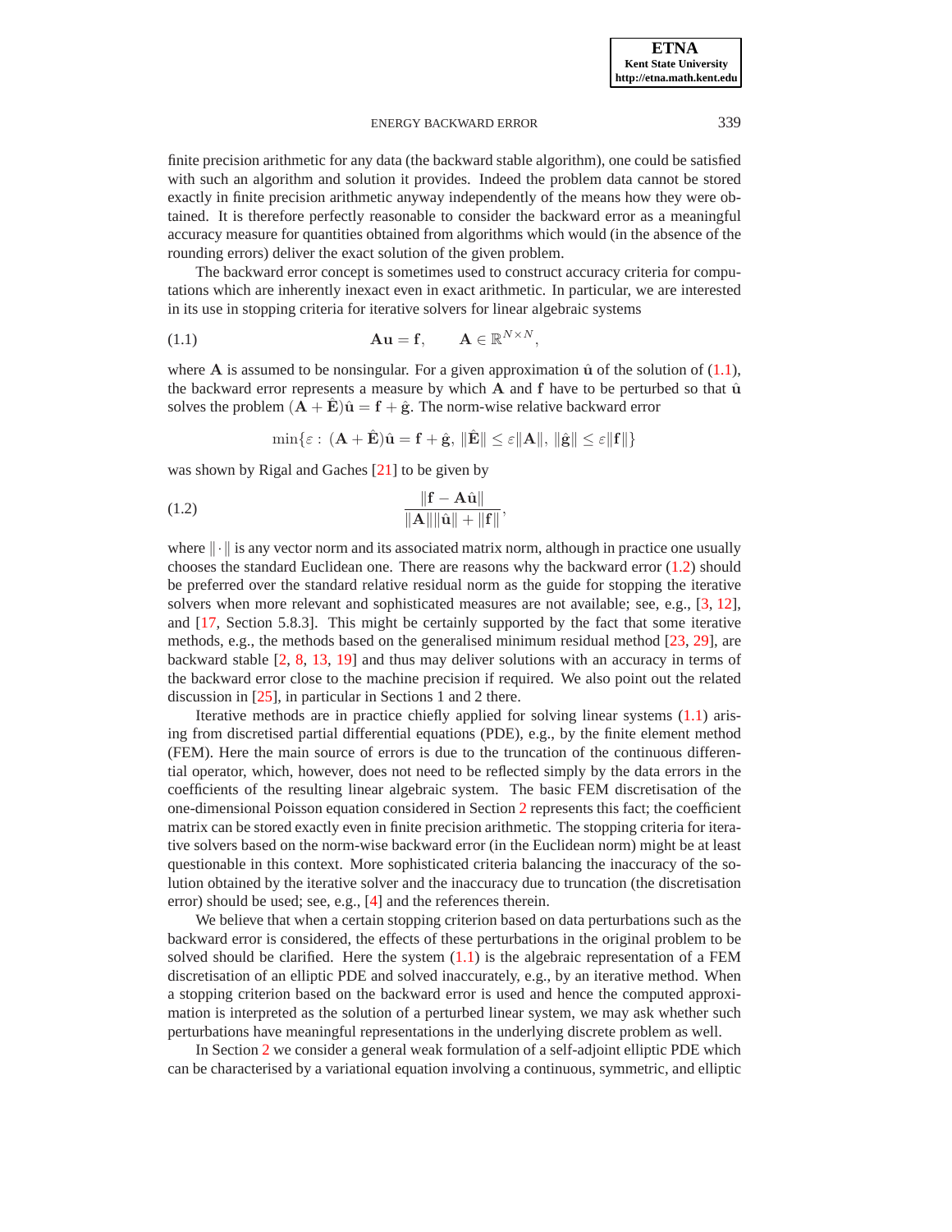finite precision arithmetic for any data (the backward stable algorithm), one could be satisfied with such an algorithm and solution it provides. Indeed the problem data cannot be stored exactly in finite precision arithmetic anyway independently of the means how they were obtained. It is therefore perfectly reasonable to consider the backward error as a meaningful accuracy measure for quantities obtained from algorithms which would (in the absence of the rounding errors) deliver the exact solution of the given problem.

The backward error concept is sometimes used to construct accuracy criteria for computations which are inherently inexact even in exact arithmetic. In particular, we are interested in its use in stopping criteria for iterative solvers for linear algebraic systems

$$\mathbf{A}\mathbf{u} = \mathbf{f}, \qquad \mathbf{A} \in \mathbb{R}^{N \times N}, \tag{1.1}$$

where $\mathbf{A}$ is assumed to be nonsingular. For a given approximation $\hat{\mathbf{u}}$ of the solution of (1.1), the backward error represents a measure by which $\mathbf{A}$ and $\mathbf{f}$ have to be perturbed so that $\hat{\mathbf{u}}$ solves the problem $(\mathbf{A} + \hat{\mathbf{E}})\hat{\mathbf{u}} = \mathbf{f} + \hat{\mathbf{g}}$. The norm-wise relative backward error

$$\min\{\varepsilon : \, (\mathbf{A} + \hat{\mathbf{E}})\hat{\mathbf{u}} = \mathbf{f} + \hat{\mathbf{g}}, \, \|\hat{\mathbf{E}}\| \leq \varepsilon \|\mathbf{A}\|, \, \|\hat{\mathbf{g}}\| \leq \varepsilon \|\mathbf{f}\|\}$$

was shown by Rigal and Gaches [21] to be given by

$$\frac{\|\mathbf{f} - \mathbf{A}\hat{\mathbf{u}}\|}{\|\mathbf{A}\|\|\hat{\mathbf{u}}\| + \|\mathbf{f}\|}, \tag{1.2}$$

where $\|\cdot\|$ is any vector norm and its associated matrix norm, although in practice one usually chooses the standard Euclidean one. There are reasons why the backward error (1.2) should be preferred over the standard relative residual norm as the guide for stopping the iterative solvers when more relevant and sophisticated measures are not available; see, e.g., [3, 12], and [17, Section 5.8.3]. This might be certainly supported by the fact that some iterative methods, e.g., the methods based on the generalised minimum residual method [23, 29], are backward stable [2, 8, 13, 19] and thus may deliver solutions with an accuracy in terms of the backward error close to the machine precision if required. We also point out the related discussion in [25], in particular in Sections 1 and 2 there.

Iterative methods are in practice chiefly applied for solving linear systems (1.1) arising from discretised partial differential equations (PDE), e.g., by the finite element method (FEM). Here the main source of errors is due to the truncation of the continuous differential operator, which, however, does not need to be reflected simply by the data errors in the coefficients of the resulting linear algebraic system. The basic FEM discretisation of the one-dimensional Poisson equation considered in Section 2 represents this fact; the coefficient matrix can be stored exactly even in finite precision arithmetic. The stopping criteria for iterative solvers based on the norm-wise backward error (in the Euclidean norm) might be at least questionable in this context. More sophisticated criteria balancing the inaccuracy of the solution obtained by the iterative solver and the inaccuracy due to truncation (the discretisation error) should be used; see, e.g., [4] and the references therein.

We believe that when a certain stopping criterion based on data perturbations such as the backward error is considered, the effects of these perturbations in the original problem to be solved should be clarified. Here the system (1.1) is the algebraic representation of a FEM discretisation of an elliptic PDE and solved inaccurately, e.g., by an iterative method. When a stopping criterion based on the backward error is used and hence the computed approximation is interpreted as the solution of a perturbed linear system, we may ask whether such perturbations have meaningful representations in the underlying discrete problem as well.

In Section 2 we consider a general weak formulation of a self-adjoint elliptic PDE which can be characterised by a variational equation involving a continuous, symmetric, and elliptic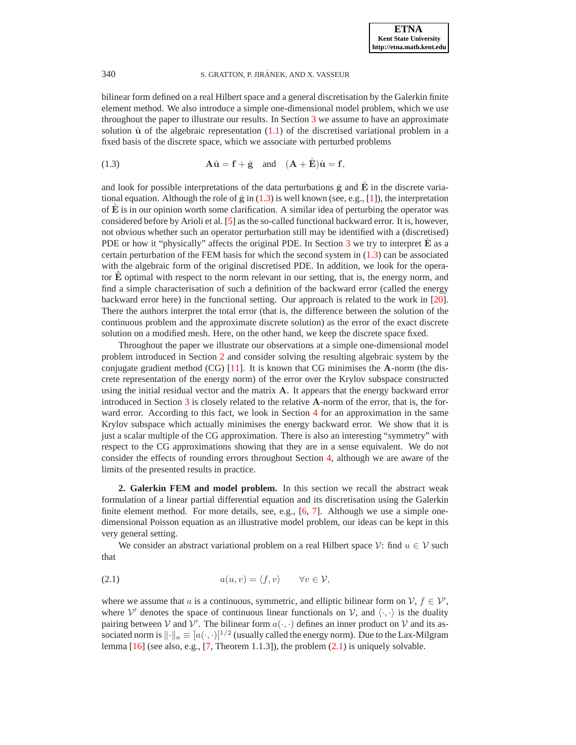bilinear form defined on a real Hilbert space and a general discretisation by the Galerkin finite element method. We also introduce a simple one-dimensional model problem, which we use throughout the paper to illustrate our results. In Section 3 we assume to have an approximate solution $\hat{\mathbf{u}}$ of the algebraic representation (1.1) of the discretised variational problem in a fixed basis of the discrete space, which we associate with perturbed problems

$$\mathbf{A}\hat{\mathbf{u}} = \mathbf{f} + \hat{\mathbf{g}} \quad \text{and} \quad (\mathbf{A} + \hat{\mathbf{E}})\hat{\mathbf{u}} = \mathbf{f}, \tag{1.3}$$

and look for possible interpretations of the data perturbations $\hat{\mathbf{g}}$ and $\hat{\mathbf{E}}$ in the discrete variational equation. Although the role of $\hat{\mathbf{g}}$ in (1.3) is well known (see, e.g., [1]), the interpretation of $\hat{\mathbf{E}}$ is in our opinion worth some clarification. A similar idea of perturbing the operator was considered before by Arioli et al. [5] as the so-called functional backward error. It is, however, not obvious whether such an operator perturbation still may be identified with a (discretised) PDE or how it "physically" affects the original PDE. In Section 3 we try to interpret $\hat{\mathbf{E}}$ as a certain perturbation of the FEM basis for which the second system in (1.3) can be associated with the algebraic form of the original discretised PDE. In addition, we look for the operator $\hat{\mathbf{E}}$ optimal with respect to the norm relevant in our setting, that is, the energy norm, and find a simple characterisation of such a definition of the backward error (called the energy backward error here) in the functional setting. Our approach is related to the work in [20]. There the authors interpret the total error (that is, the difference between the solution of the continuous problem and the approximate discrete solution) as the error of the exact discrete solution on a modified mesh. Here, on the other hand, we keep the discrete space fixed.

Throughout the paper we illustrate our observations at a simple one-dimensional model problem introduced in Section 2 and consider solving the resulting algebraic system by the conjugate gradient method (CG) [11]. It is known that CG minimises the $\mathbf{A}$-norm (the discrete representation of the energy norm) of the error over the Krylov subspace constructed using the initial residual vector and the matrix $\mathbf{A}$. It appears that the energy backward error introduced in Section 3 is closely related to the relative $\mathbf{A}$-norm of the error, that is, the forward error. According to this fact, we look in Section 4 for an approximation in the same Krylov subspace which actually minimises the energy backward error. We show that it is just a scalar multiple of the CG approximation. There is also an interesting "symmetry" with respect to the CG approximations showing that they are in a sense equivalent. We do not consider the effects of rounding errors throughout Section 4, although we are aware of the limits of the presented results in practice.

## 2. Galerkin FEM and model problem.

In this section we recall the abstract weak formulation of a linear partial differential equation and its discretisation using the Galerkin finite element method. For more details, see, e.g., [6, 7]. Although we use a simple one-dimensional Poisson equation as an illustrative model problem, our ideas can be kept in this very general setting.

We consider an abstract variational problem on a real Hilbert space $\mathcal{V}$: find $u \in \mathcal{V}$ such that

$$a(u, v) = \langle f, v \rangle \qquad \forall v \in \mathcal{V}, \tag{2.1}$$

where we assume that $a$ is a continuous, symmetric, and elliptic bilinear form on $\mathcal{V}$, $f \in \mathcal{V}'$, where $\mathcal{V}'$ denotes the space of continuous linear functionals on $\mathcal{V}$, and $\langle \cdot, \cdot \rangle$ is the duality pairing between $\mathcal{V}$ and $\mathcal{V}'$. The bilinear form $a(\cdot, \cdot)$ defines an inner product on $\mathcal{V}$ and its associated norm is $\|\cdot\|_a \equiv [a(\cdot, \cdot)]^{1/2}$ (usually called the energy norm). Due to the Lax-Milgram lemma [16] (see also, e.g., [7, Theorem 1.1.3]), the problem (2.1) is uniquely solvable.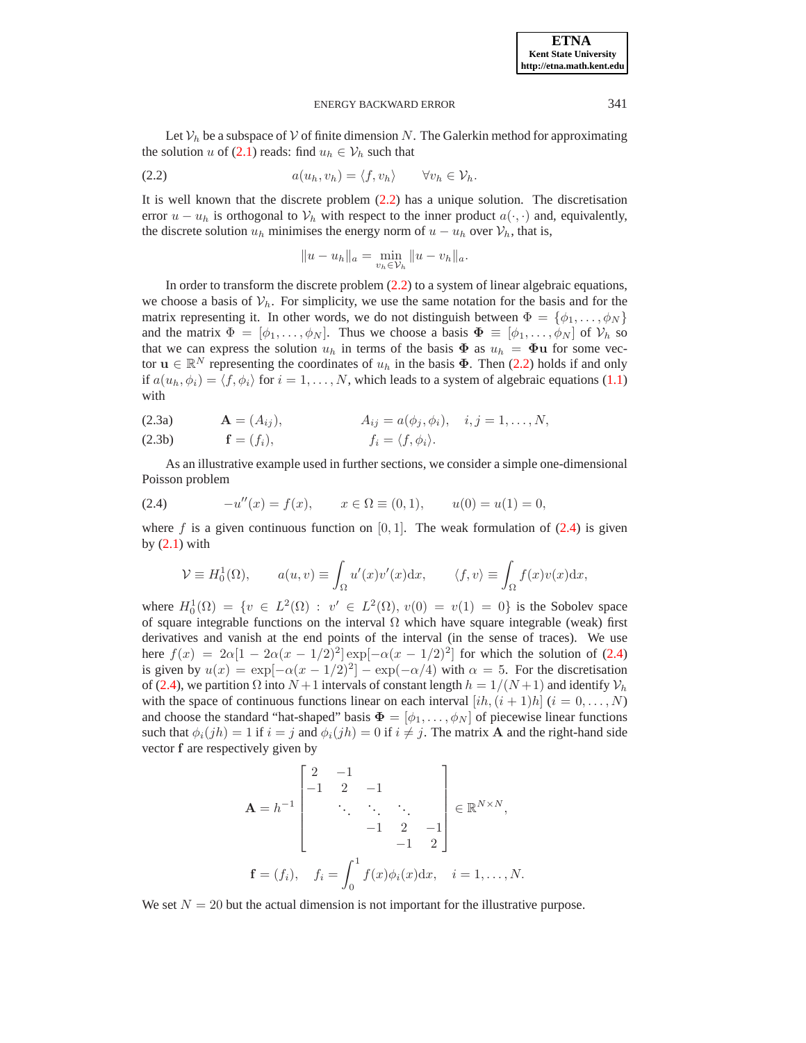Let $\mathcal{V}_h$ be a subspace of $\mathcal{V}$ of finite dimension $N$. The Galerkin method for approximating the solution $u$ of (2.1) reads: find $u_h \in \mathcal{V}_h$ such that

$$a(u_h, v_h) = \langle f, v_h \rangle \qquad \forall v_h \in \mathcal{V}_h. \tag{2.2}$$

It is well known that the discrete problem (2.2) has a unique solution. The discretisation error $u - u_h$ is orthogonal to $\mathcal{V}_h$ with respect to the inner product $a(\cdot,\cdot)$ and, equivalently, the discrete solution $u_h$ minimises the energy norm of $u - u_h$ over $\mathcal{V}_h$, that is,

$$\|u - u_h\|_a = \min_{v_h \in \mathcal{V}_h} \|u - v_h\|_a.$$

In order to transform the discrete problem (2.2) to a system of linear algebraic equations, we choose a basis of $\mathcal{V}_h$. For simplicity, we use the same notation for the basis and for the matrix representing it. In other words, we do not distinguish between $\Phi = \{\phi_1, \ldots, \phi_N\}$ and the matrix $\Phi = [\phi_1, \ldots, \phi_N]$. Thus we choose a basis $\mathbf{\Phi} \equiv [\phi_1, \ldots, \phi_N]$ of $\mathcal{V}_h$ so that we can express the solution $u_h$ in terms of the basis $\mathbf{\Phi}$ as $u_h = \mathbf{\Phi}\mathbf{u}$ for some vector $\mathbf{u} \in \mathbb{R}^N$ representing the coordinates of $u_h$ in the basis $\mathbf{\Phi}$. Then (2.2) holds if and only if $a(u_h, \phi_i) = \langle f, \phi_i \rangle$ for $i = 1, \ldots, N$, which leads to a system of algebraic equations (1.1) with

$$\mathbf{A} = (A_{ij}), \qquad A_{ij} = a(\phi_j, \phi_i), \quad i,j = 1, \ldots, N, \tag{2.3a}$$

$$\mathbf{f} = (f_i), \qquad f_i = \langle f, \phi_i \rangle. \tag{2.3b}$$

As an illustrative example used in further sections, we consider a simple one-dimensional Poisson problem

$$-u''(x) = f(x), \qquad x \in \Omega \equiv (0,1), \qquad u(0) = u(1) = 0, \tag{2.4}$$

where $f$ is a given continuous function on $[0,1]$. The weak formulation of (2.4) is given by (2.1) with

$$\mathcal{V} \equiv H_0^1(\Omega), \qquad a(u,v) \equiv \int_\Omega u'(x)v'(x)\mathrm{d}x, \qquad \langle f, v \rangle \equiv \int_\Omega f(x)v(x)\mathrm{d}x,$$

where $H_0^1(\Omega) = \{v \in L^2(\Omega) : v' \in L^2(\Omega),\, v(0) = v(1) = 0\}$ is the Sobolev space of square integrable functions on the interval $\Omega$ which have square integrable (weak) first derivatives and vanish at the end points of the interval (in the sense of traces). We use here $f(x) = 2\alpha[1 - 2\alpha(x - 1/2)^2]\exp[-\alpha(x - 1/2)^2]$ for which the solution of (2.4) is given by $u(x) = \exp[-\alpha(x - 1/2)^2] - \exp(-\alpha/4)$ with $\alpha = 5$. For the discretisation of (2.4), we partition $\Omega$ into $N+1$ intervals of constant length $h = 1/(N+1)$ and identify $\mathcal{V}_h$ with the space of continuous functions linear on each interval $[ih, (i+1)h]$ $(i = 0, \ldots, N)$ and choose the standard "hat-shaped" basis $\mathbf{\Phi} = [\phi_1, \ldots, \phi_N]$ of piecewise linear functions such that $\phi_i(jh) = 1$ if $i = j$ and $\phi_i(jh) = 0$ if $i \neq j$. The matrix $\mathbf{A}$ and the right-hand side vector $\mathbf{f}$ are respectively given by

$$\mathbf{A} = h^{-1} \begin{bmatrix} 2 & -1 & & & \\ -1 & 2 & -1 & & \\ & \ddots & \ddots & \ddots & \\ & & -1 & 2 & -1 \\ & & & -1 & 2 \end{bmatrix} \in \mathbb{R}^{N \times N},$$

$$\mathbf{f} = (f_i), \quad f_i = \int_0^1 f(x)\phi_i(x)\mathrm{d}x, \quad i = 1, \ldots, N.$$

We set $N = 20$ but the actual dimension is not important for the illustrative purpose.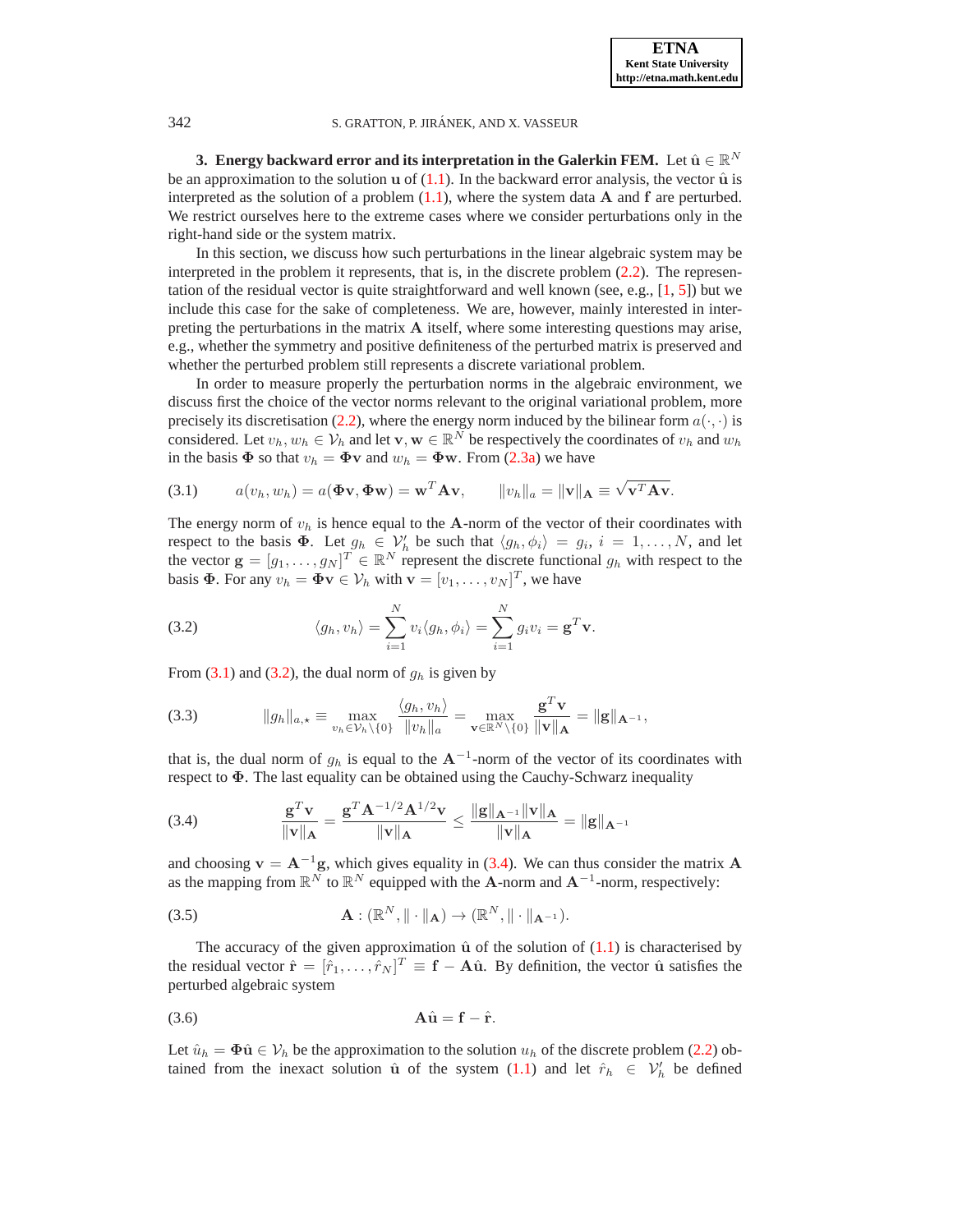## 3. Energy backward error and its interpretation in the Galerkin FEM.

Let $\hat{\mathbf{u}} \in \mathbb{R}^N$ be an approximation to the solution $\mathbf{u}$ of (1.1). In the backward error analysis, the vector $\hat{\mathbf{u}}$ is interpreted as the solution of a problem (1.1), where the system data $\mathbf{A}$ and $\mathbf{f}$ are perturbed. We restrict ourselves here to the extreme cases where we consider perturbations only in the right-hand side or the system matrix.

In this section, we discuss how such perturbations in the linear algebraic system may be interpreted in the problem it represents, that is, in the discrete problem (2.2). The representation of the residual vector is quite straightforward and well known (see, e.g., [1, 5]) but we include this case for the sake of completeness. We are, however, mainly interested in interpreting the perturbations in the matrix $\mathbf{A}$ itself, where some interesting questions may arise, e.g., whether the symmetry and positive definiteness of the perturbed matrix is preserved and whether the perturbed problem still represents a discrete variational problem.

In order to measure properly the perturbation norms in the algebraic environment, we discuss first the choice of the vector norms relevant to the original variational problem, more precisely its discretisation (2.2), where the energy norm induced by the bilinear form $a(\cdot,\cdot)$ is considered. Let $v_h, w_h \in \mathcal{V}_h$ and let $\mathbf{v}, \mathbf{w} \in \mathbb{R}^N$ be respectively the coordinates of $v_h$ and $w_h$ in the basis $\mathbf{\Phi}$ so that $v_h = \mathbf{\Phi v}$ and $w_h = \mathbf{\Phi w}$. From (2.3a) we have

$$a(v_h, w_h) = a(\mathbf{\Phi v}, \mathbf{\Phi w}) = \mathbf{w}^T\mathbf{A}\mathbf{v}, \qquad \|v_h\|_a = \|\mathbf{v}\|_{\mathbf{A}} \equiv \sqrt{\mathbf{v}^T\mathbf{A}\mathbf{v}}. \tag{3.1}$$

The energy norm of $v_h$ is hence equal to the $\mathbf{A}$-norm of the vector of their coordinates with respect to the basis $\mathbf{\Phi}$. Let $g_h \in \mathcal{V}_h'$ be such that $\langle g_h, \phi_i\rangle = g_i$, $i = 1, \ldots, N$, and let the vector $\mathbf{g} = [g_1, \ldots, g_N]^T \in \mathbb{R}^N$ represent the discrete functional $g_h$ with respect to the basis $\mathbf{\Phi}$. For any $v_h = \mathbf{\Phi v} \in \mathcal{V}_h$ with $\mathbf{v} = [v_1, \ldots, v_N]^T$, we have

$$\langle g_h, v_h\rangle = \sum_{i=1}^{N} v_i \langle g_h, \phi_i\rangle = \sum_{i=1}^{N} g_i v_i = \mathbf{g}^T\mathbf{v}. \tag{3.2}$$

From (3.1) and (3.2), the dual norm of $g_h$ is given by

$$\|g_h\|_{a,\star} \equiv \max_{v_h \in \mathcal{V}_h \setminus \{0\}} \frac{\langle g_h, v_h\rangle}{\|v_h\|_a} = \max_{\mathbf{v} \in \mathbb{R}^N \setminus \{0\}} \frac{\mathbf{g}^T\mathbf{v}}{\|\mathbf{v}\|_{\mathbf{A}}} = \|\mathbf{g}\|_{\mathbf{A}^{-1}}, \tag{3.3}$$

that is, the dual norm of $g_h$ is equal to the $\mathbf{A}^{-1}$-norm of the vector of its coordinates with respect to $\mathbf{\Phi}$. The last equality can be obtained using the Cauchy-Schwarz inequality

$$\frac{\mathbf{g}^T\mathbf{v}}{\|\mathbf{v}\|_{\mathbf{A}}} = \frac{\mathbf{g}^T\mathbf{A}^{-1/2}\mathbf{A}^{1/2}\mathbf{v}}{\|\mathbf{v}\|_{\mathbf{A}}} \leq \frac{\|\mathbf{g}\|_{\mathbf{A}^{-1}}\|\mathbf{v}\|_{\mathbf{A}}}{\|\mathbf{v}\|_{\mathbf{A}}} = \|\mathbf{g}\|_{\mathbf{A}^{-1}} \tag{3.4}$$

and choosing $\mathbf{v} = \mathbf{A}^{-1}\mathbf{g}$, which gives equality in (3.4). We can thus consider the matrix $\mathbf{A}$ as the mapping from $\mathbb{R}^N$ to $\mathbb{R}^N$ equipped with the $\mathbf{A}$-norm and $\mathbf{A}^{-1}$-norm, respectively:

$$\mathbf{A} : (\mathbb{R}^N, \|\cdot\|_{\mathbf{A}}) \to (\mathbb{R}^N, \|\cdot\|_{\mathbf{A}^{-1}}). \tag{3.5}$$

The accuracy of the given approximation $\hat{\mathbf{u}}$ of the solution of (1.1) is characterised by the residual vector $\hat{\mathbf{r}} = [\hat{r}_1, \ldots, \hat{r}_N]^T \equiv \mathbf{f} - \mathbf{A}\hat{\mathbf{u}}$. By definition, the vector $\hat{\mathbf{u}}$ satisfies the perturbed algebraic system

$$\mathbf{A}\hat{\mathbf{u}} = \mathbf{f} - \hat{\mathbf{r}}. \tag{3.6}$$

Let $\hat{u}_h = \mathbf{\Phi}\hat{\mathbf{u}} \in \mathcal{V}_h$ be the approximation to the solution $u_h$ of the discrete problem (2.2) obtained from the inexact solution $\hat{\mathbf{u}}$ of the system (1.1) and let $\hat{r}_h \in \mathcal{V}_h'$ be defined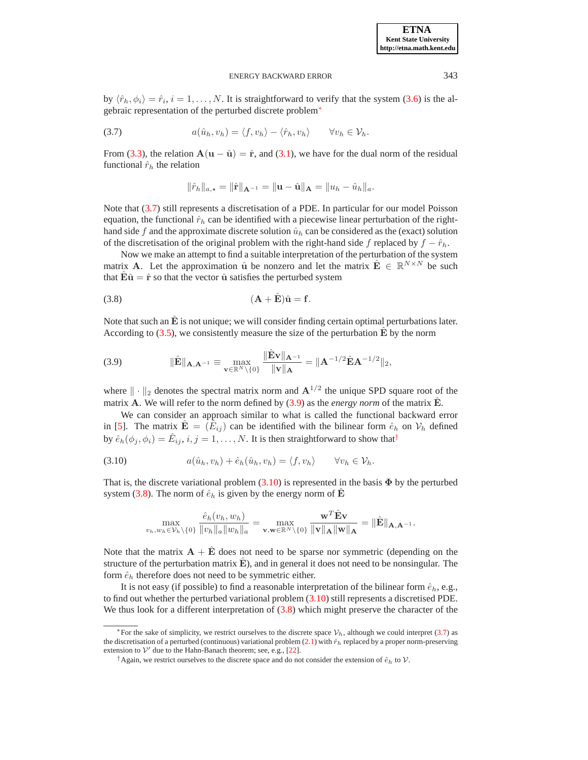by $\langle \hat{r}_h, \phi_i \rangle = \hat{r}_i$, $i = 1, \ldots, N$. It is straightforward to verify that the system (3.6) is the algebraic representation of the perturbed discrete problem*

$$a(\hat{u}_h, v_h) = \langle f, v_h \rangle - \langle \hat{r}_h, v_h \rangle \qquad \forall v_h \in \mathcal{V}_h. \tag{3.7}$$

From (3.3), the relation $\mathbf{A}(\mathbf{u} - \hat{\mathbf{u}}) = \hat{\mathbf{r}}$, and (3.1), we have for the dual norm of the residual functional $\hat{r}_h$ the relation

$$\|\hat{r}_h\|_{a,\star} = \|\hat{\mathbf{r}}\|_{\mathbf{A}^{-1}} = \|\mathbf{u} - \hat{\mathbf{u}}\|_{\mathbf{A}} = \|u_h - \hat{u}_h\|_a.$$

Note that (3.7) still represents a discretisation of a PDE. In particular for our model Poisson equation, the functional $\hat{r}_h$ can be identified with a piecewise linear perturbation of the right-hand side $f$ and the approximate discrete solution $\hat{u}_h$ can be considered as the (exact) solution of the discretisation of the original problem with the right-hand side $f$ replaced by $f - \hat{r}_h$.

Now we make an attempt to find a suitable interpretation of the perturbation of the system matrix $\mathbf{A}$. Let the approximation $\hat{\mathbf{u}}$ be nonzero and let the matrix $\hat{\mathbf{E}} \in \mathbb{R}^{N \times N}$ be such that $\hat{\mathbf{E}}\hat{\mathbf{u}} = \hat{\mathbf{r}}$ so that the vector $\hat{\mathbf{u}}$ satisfies the perturbed system

$$(\mathbf{A} + \hat{\mathbf{E}})\hat{\mathbf{u}} = \mathbf{f}. \tag{3.8}$$

Note that such an $\hat{\mathbf{E}}$ is not unique; we will consider finding certain optimal perturbations later. According to (3.5), we consistently measure the size of the perturbation $\hat{\mathbf{E}}$ by the norm

$$\|\hat{\mathbf{E}}\|_{\mathbf{A},\mathbf{A}^{-1}} \equiv \max_{\mathbf{v} \in \mathbb{R}^N \setminus \{0\}} \frac{\|\hat{\mathbf{E}}\mathbf{v}\|_{\mathbf{A}^{-1}}}{\|\mathbf{v}\|_{\mathbf{A}}} = \|\mathbf{A}^{-1/2}\hat{\mathbf{E}}\mathbf{A}^{-1/2}\|_2, \tag{3.9}$$

where $\|\cdot\|_2$ denotes the spectral matrix norm and $\mathbf{A}^{1/2}$ the unique SPD square root of the matrix $\mathbf{A}$. We will refer to the norm defined by (3.9) as the *energy norm* of the matrix $\hat{\mathbf{E}}$.

We can consider an approach similar to what is called the functional backward error in [5]. The matrix $\hat{\mathbf{E}} = (\hat{E}_{ij})$ can be identified with the bilinear form $\hat{e}_h$ on $\mathcal{V}_h$ defined by $\hat{e}_h(\phi_j, \phi_i) = \hat{E}_{ij}$, $i, j = 1, \ldots, N$. It is then straightforward to show that†

$$a(\hat{u}_h, v_h) + \hat{e}_h(\hat{u}_h, v_h) = \langle f, v_h \rangle \qquad \forall v_h \in \mathcal{V}_h. \tag{3.10}$$

That is, the discrete variational problem (3.10) is represented in the basis $\mathbf{\Phi}$ by the perturbed system (3.8). The norm of $\hat{e}_h$ is given by the energy norm of $\hat{\mathbf{E}}$

$$\max_{v_h, w_h \in \mathcal{V}_h \setminus \{0\}} \frac{\hat{e}_h(v_h, w_h)}{\|v_h\|_a \|w_h\|_a} = \max_{\mathbf{v}, \mathbf{w} \in \mathbb{R}^N \setminus \{0\}} \frac{\mathbf{w}^T \hat{\mathbf{E}} \mathbf{v}}{\|\mathbf{v}\|_{\mathbf{A}} \|\mathbf{w}\|_{\mathbf{A}}} = \|\hat{\mathbf{E}}\|_{\mathbf{A},\mathbf{A}^{-1}}.$$

Note that the matrix $\mathbf{A} + \hat{\mathbf{E}}$ does not need to be sparse nor symmetric (depending on the structure of the perturbation matrix $\hat{\mathbf{E}}$), and in general it does not need to be nonsingular. The form $\hat{e}_h$ therefore does not need to be symmetric either.

It is not easy (if possible) to find a reasonable interpretation of the bilinear form $\hat{e}_h$, e.g., to find out whether the perturbed variational problem (3.10) still represents a discretised PDE. We thus look for a different interpretation of (3.8) which might preserve the character of the

---

*For the sake of simplicity, we restrict ourselves to the discrete space $\mathcal{V}_h$, although we could interpret (3.7) as the discretisation of a perturbed (continuous) variational problem (2.1) with $\hat{r}_h$ replaced by a proper norm-preserving extension to $\mathcal{V}'$ due to the Hahn-Banach theorem; see, e.g., [22].

†Again, we restrict ourselves to the discrete space and do not consider the extension of $\hat{e}_h$ to $\mathcal{V}$.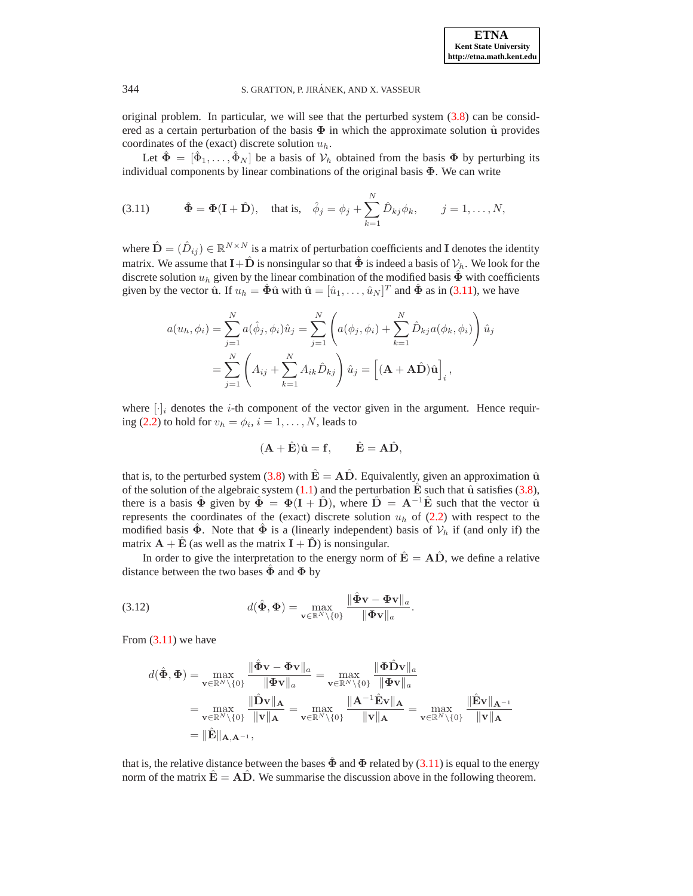original problem. In particular, we will see that the perturbed system (3.8) can be considered as a certain perturbation of the basis $\mathbf{\Phi}$ in which the approximate solution $\hat{\mathbf{u}}$ provides coordinates of the (exact) discrete solution $u_h$.

Let $\hat{\mathbf{\Phi}} = [\hat{\Phi}_1, \ldots, \hat{\Phi}_N]$ be a basis of $\mathcal{V}_h$ obtained from the basis $\mathbf{\Phi}$ by perturbing its individual components by linear combinations of the original basis $\mathbf{\Phi}$. We can write

$$\hat{\mathbf{\Phi}} = \mathbf{\Phi}(\mathbf{I} + \hat{\mathbf{D}}), \quad \text{that is,} \quad \hat{\phi}_j = \phi_j + \sum_{k=1}^{N} \hat{D}_{kj}\phi_k, \qquad j = 1, \ldots, N, \tag{3.11}$$

where $\hat{\mathbf{D}} = (\hat{D}_{ij}) \in \mathbb{R}^{N\times N}$ is a matrix of perturbation coefficients and $\mathbf{I}$ denotes the identity matrix. We assume that $\mathbf{I}+\hat{\mathbf{D}}$ is nonsingular so that $\hat{\mathbf{\Phi}}$ is indeed a basis of $\mathcal{V}_h$. We look for the discrete solution $u_h$ given by the linear combination of the modified basis $\hat{\mathbf{\Phi}}$ with coefficients given by the vector $\hat{\mathbf{u}}$. If $u_h = \hat{\mathbf{\Phi}}\hat{\mathbf{u}}$ with $\hat{\mathbf{u}} = [\hat{u}_1, \ldots, \hat{u}_N]^T$ and $\hat{\mathbf{\Phi}}$ as in (3.11), we have

$$\begin{aligned}
a(u_h, \phi_i) &= \sum_{j=1}^{N} a(\hat{\phi}_j, \phi_i)\hat{u}_j = \sum_{j=1}^{N} \left( a(\phi_j, \phi_i) + \sum_{k=1}^{N} \hat{D}_{kj} a(\phi_k, \phi_i) \right) \hat{u}_j \\
&= \sum_{j=1}^{N} \left( A_{ij} + \sum_{k=1}^{N} A_{ik}\hat{D}_{kj} \right) \hat{u}_j = \left[ (\mathbf{A} + \mathbf{A}\hat{\mathbf{D}})\hat{\mathbf{u}} \right]_i ,
\end{aligned}$$

where $[\cdot]_i$ denotes the $i$-th component of the vector given in the argument. Hence requiring (2.2) to hold for $v_h = \phi_i$, $i = 1, \ldots, N$, leads to

$$(\mathbf{A} + \hat{\mathbf{E}})\hat{\mathbf{u}} = \mathbf{f}, \qquad \hat{\mathbf{E}} = \mathbf{A}\hat{\mathbf{D}},$$

that is, to the perturbed system (3.8) with $\hat{\mathbf{E}} = \mathbf{A}\hat{\mathbf{D}}$. Equivalently, given an approximation $\hat{\mathbf{u}}$ of the solution of the algebraic system (1.1) and the perturbation $\hat{\mathbf{E}}$ such that $\hat{\mathbf{u}}$ satisfies (3.8), there is a basis $\hat{\mathbf{\Phi}}$ given by $\hat{\mathbf{\Phi}} = \mathbf{\Phi}(\mathbf{I} + \hat{\mathbf{D}})$, where $\hat{\mathbf{D}} = \mathbf{A}^{-1}\hat{\mathbf{E}}$ such that the vector $\hat{\mathbf{u}}$ represents the coordinates of the (exact) discrete solution $u_h$ of (2.2) with respect to the modified basis $\hat{\mathbf{\Phi}}$. Note that $\hat{\mathbf{\Phi}}$ is a (linearly independent) basis of $\mathcal{V}_h$ if (and only if) the matrix $\mathbf{A} + \hat{\mathbf{E}}$ (as well as the matrix $\mathbf{I} + \hat{\mathbf{D}}$) is nonsingular.

In order to give the interpretation to the energy norm of $\hat{\mathbf{E}} = \mathbf{A}\hat{\mathbf{D}}$, we define a relative distance between the two bases $\hat{\mathbf{\Phi}}$ and $\mathbf{\Phi}$ by

$$d(\hat{\mathbf{\Phi}}, \mathbf{\Phi}) = \max_{\mathbf{v}\in\mathbb{R}^N\setminus\{0\}} \frac{\|\hat{\mathbf{\Phi}}\mathbf{v} - \mathbf{\Phi}\mathbf{v}\|_a}{\|\mathbf{\Phi}\mathbf{v}\|_a}. \tag{3.12}$$

From (3.11) we have

$$\begin{aligned}
d(\hat{\mathbf{\Phi}}, \mathbf{\Phi}) &= \max_{\mathbf{v}\in\mathbb{R}^N\setminus\{0\}} \frac{\|\hat{\mathbf{\Phi}}\mathbf{v} - \mathbf{\Phi}\mathbf{v}\|_a}{\|\mathbf{\Phi}\mathbf{v}\|_a} = \max_{\mathbf{v}\in\mathbb{R}^N\setminus\{0\}} \frac{\|\mathbf{\Phi}\hat{\mathbf{D}}\mathbf{v}\|_a}{\|\mathbf{\Phi}\mathbf{v}\|_a} \\
&= \max_{\mathbf{v}\in\mathbb{R}^N\setminus\{0\}} \frac{\|\hat{\mathbf{D}}\mathbf{v}\|_{\mathbf{A}}}{\|\mathbf{v}\|_{\mathbf{A}}} = \max_{\mathbf{v}\in\mathbb{R}^N\setminus\{0\}} \frac{\|\mathbf{A}^{-1}\hat{\mathbf{E}}\mathbf{v}\|_{\mathbf{A}}}{\|\mathbf{v}\|_{\mathbf{A}}} = \max_{\mathbf{v}\in\mathbb{R}^N\setminus\{0\}} \frac{\|\hat{\mathbf{E}}\mathbf{v}\|_{\mathbf{A}^{-1}}}{\|\mathbf{v}\|_{\mathbf{A}}} \\
&= \|\hat{\mathbf{E}}\|_{\mathbf{A},\mathbf{A}^{-1}},
\end{aligned}$$

that is, the relative distance between the bases $\hat{\mathbf{\Phi}}$ and $\mathbf{\Phi}$ related by (3.11) is equal to the energy norm of the matrix $\hat{\mathbf{E}} = \mathbf{A}\hat{\mathbf{D}}$. We summarise the discussion above in the following theorem.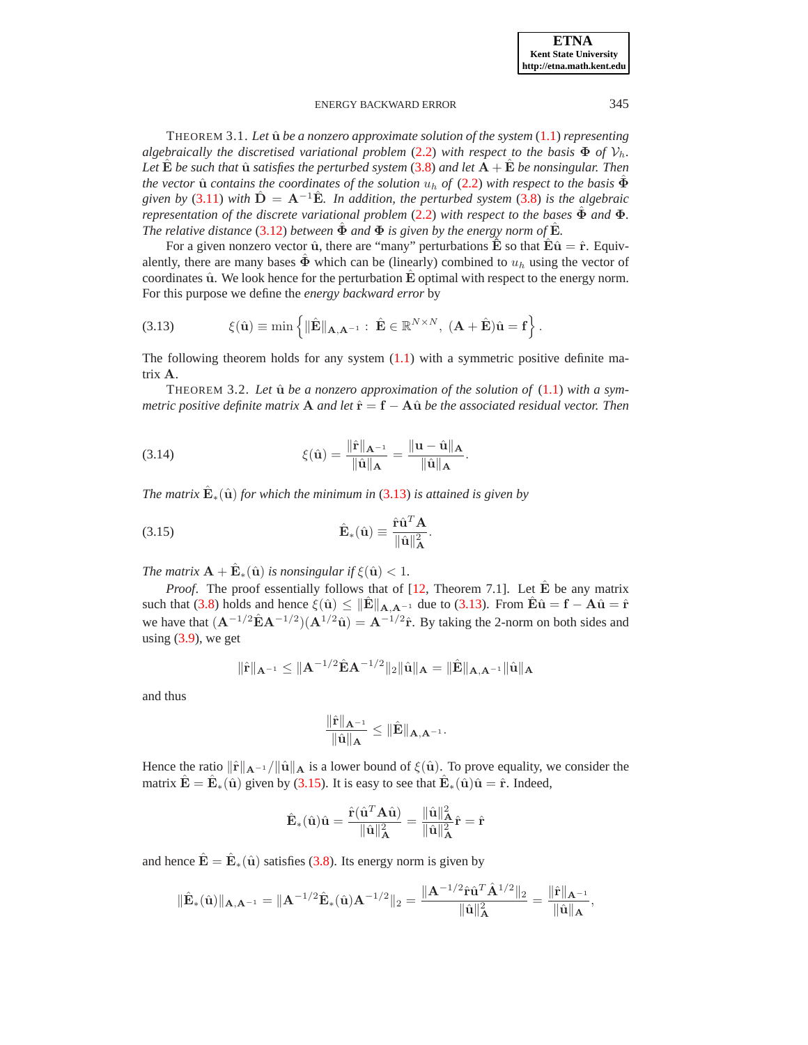THEOREM 3.1. *Let $\hat{\mathbf{u}}$ be a nonzero approximate solution of the system* (1.1) *representing algebraically the discretised variational problem* (2.2) *with respect to the basis $\mathbf{\Phi}$ of $\mathcal{V}_h$. Let $\hat{\mathbf{E}}$ be such that $\hat{\mathbf{u}}$ satisfies the perturbed system* (3.8) *and let $\mathbf{A} + \hat{\mathbf{E}}$ be nonsingular. Then the vector $\hat{\mathbf{u}}$ contains the coordinates of the solution $u_h$ of* (2.2) *with respect to the basis $\hat{\mathbf{\Phi}}$ given by* (3.11) *with $\hat{\mathbf{D}} = \mathbf{A}^{-1}\hat{\mathbf{E}}$. In addition, the perturbed system* (3.8) *is the algebraic representation of the discrete variational problem* (2.2) *with respect to the bases $\hat{\mathbf{\Phi}}$ and $\mathbf{\Phi}$. The relative distance* (3.12) *between $\hat{\mathbf{\Phi}}$ and $\mathbf{\Phi}$ is given by the energy norm of $\hat{\mathbf{E}}$.*

For a given nonzero vector $\hat{\mathbf{u}}$, there are "many" perturbations $\hat{\mathbf{E}}$ so that $\hat{\mathbf{E}}\hat{\mathbf{u}} = \hat{\mathbf{r}}$. Equivalently, there are many bases $\hat{\mathbf{\Phi}}$ which can be (linearly) combined to $u_h$ using the vector of coordinates $\hat{\mathbf{u}}$. We look hence for the perturbation $\hat{\mathbf{E}}$ optimal with respect to the energy norm. For this purpose we define the *energy backward error* by

$$\xi(\hat{\mathbf{u}}) \equiv \min\left\{\|\hat{\mathbf{E}}\|_{\mathbf{A},\mathbf{A}^{-1}} :\ \hat{\mathbf{E}} \in \mathbb{R}^{N\times N},\ (\mathbf{A} + \hat{\mathbf{E}})\hat{\mathbf{u}} = \mathbf{f}\right\}. \tag{3.13}$$

The following theorem holds for any system (1.1) with a symmetric positive definite matrix $\mathbf{A}$.

THEOREM 3.2. *Let $\hat{\mathbf{u}}$ be a nonzero approximation of the solution of* (1.1) *with a symmetric positive definite matrix $\mathbf{A}$ and let $\hat{\mathbf{r}} = \mathbf{f} - \mathbf{A}\hat{\mathbf{u}}$ be the associated residual vector. Then*

$$\xi(\hat{\mathbf{u}}) = \frac{\|\hat{\mathbf{r}}\|_{\mathbf{A}^{-1}}}{\|\hat{\mathbf{u}}\|_{\mathbf{A}}} = \frac{\|\mathbf{u} - \hat{\mathbf{u}}\|_{\mathbf{A}}}{\|\hat{\mathbf{u}}\|_{\mathbf{A}}}. \tag{3.14}$$

*The matrix $\hat{\mathbf{E}}_*(\hat{\mathbf{u}})$ for which the minimum in* (3.13) *is attained is given by*

$$\hat{\mathbf{E}}_*(\hat{\mathbf{u}}) \equiv \frac{\hat{\mathbf{r}}\hat{\mathbf{u}}^T\mathbf{A}}{\|\hat{\mathbf{u}}\|_{\mathbf{A}}^2}. \tag{3.15}$$

*The matrix $\mathbf{A} + \hat{\mathbf{E}}_*(\hat{\mathbf{u}})$ is nonsingular if $\xi(\hat{\mathbf{u}}) < 1$.*

*Proof*. The proof essentially follows that of [12, Theorem 7.1]. Let $\hat{\mathbf{E}}$ be any matrix such that (3.8) holds and hence $\xi(\hat{\mathbf{u}}) \leq \|\hat{\mathbf{E}}\|_{\mathbf{A},\mathbf{A}^{-1}}$ due to (3.13). From $\hat{\mathbf{E}}\hat{\mathbf{u}} = \mathbf{f} - \mathbf{A}\hat{\mathbf{u}} = \hat{\mathbf{r}}$ we have that $(\mathbf{A}^{-1/2}\hat{\mathbf{E}}\mathbf{A}^{-1/2})(\mathbf{A}^{1/2}\hat{\mathbf{u}}) = \mathbf{A}^{-1/2}\hat{\mathbf{r}}$. By taking the 2-norm on both sides and using (3.9), we get

$$\|\hat{\mathbf{r}}\|_{\mathbf{A}^{-1}} \leq \|\mathbf{A}^{-1/2}\hat{\mathbf{E}}\mathbf{A}^{-1/2}\|_2\|\hat{\mathbf{u}}\|_{\mathbf{A}} = \|\hat{\mathbf{E}}\|_{\mathbf{A},\mathbf{A}^{-1}}\|\hat{\mathbf{u}}\|_{\mathbf{A}}$$

and thus

$$\frac{\|\hat{\mathbf{r}}\|_{\mathbf{A}^{-1}}}{\|\hat{\mathbf{u}}\|_{\mathbf{A}}} \leq \|\hat{\mathbf{E}}\|_{\mathbf{A},\mathbf{A}^{-1}}.$$

Hence the ratio $\|\hat{\mathbf{r}}\|_{\mathbf{A}^{-1}}/\|\hat{\mathbf{u}}\|_{\mathbf{A}}$ is a lower bound of $\xi(\hat{\mathbf{u}})$. To prove equality, we consider the matrix $\hat{\mathbf{E}} = \hat{\mathbf{E}}_*(\hat{\mathbf{u}})$ given by (3.15). It is easy to see that $\hat{\mathbf{E}}_*(\hat{\mathbf{u}})\hat{\mathbf{u}} = \hat{\mathbf{r}}$. Indeed,

$$\hat{\mathbf{E}}_*(\hat{\mathbf{u}})\hat{\mathbf{u}} = \frac{\hat{\mathbf{r}}(\hat{\mathbf{u}}^T\mathbf{A}\hat{\mathbf{u}})}{\|\hat{\mathbf{u}}\|_{\mathbf{A}}^2} = \frac{\|\hat{\mathbf{u}}\|_{\mathbf{A}}^2}{\|\hat{\mathbf{u}}\|_{\mathbf{A}}^2}\hat{\mathbf{r}} = \hat{\mathbf{r}}$$

and hence $\hat{\mathbf{E}} = \hat{\mathbf{E}}_*(\hat{\mathbf{u}})$ satisfies (3.8). Its energy norm is given by

$$\|\hat{\mathbf{E}}_*(\hat{\mathbf{u}})\|_{\mathbf{A},\mathbf{A}^{-1}} = \|\mathbf{A}^{-1/2}\hat{\mathbf{E}}_*(\hat{\mathbf{u}})\mathbf{A}^{-1/2}\|_2 = \frac{\|\mathbf{A}^{-1/2}\hat{\mathbf{r}}\hat{\mathbf{u}}^T\hat{\mathbf{A}}^{1/2}\|_2}{\|\hat{\mathbf{u}}\|_{\mathbf{A}}^2} = \frac{\|\hat{\mathbf{r}}\|_{\mathbf{A}^{-1}}}{\|\hat{\mathbf{u}}\|_{\mathbf{A}}},$$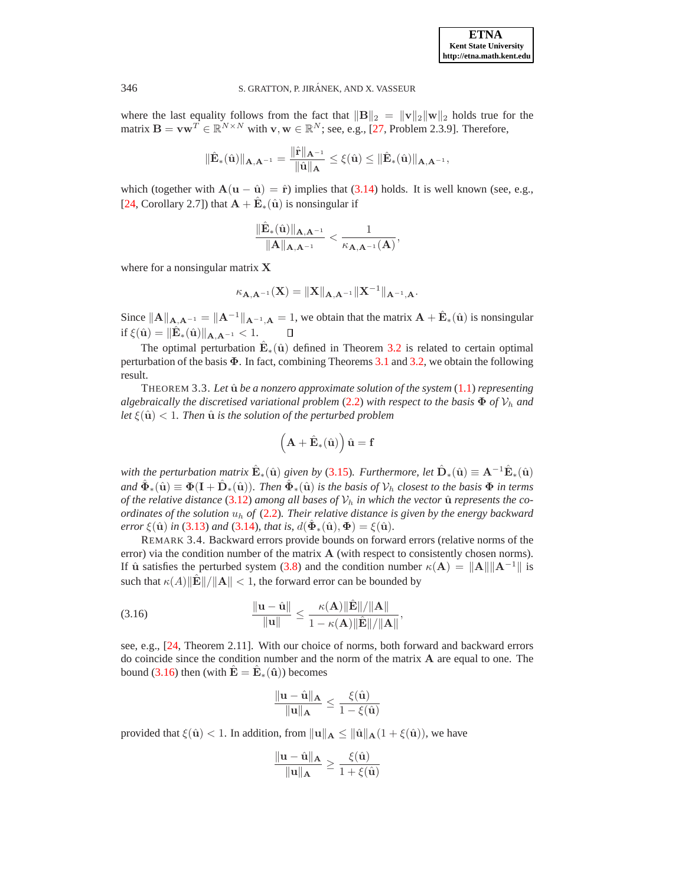where the last equality follows from the fact that $\|\mathbf{B}\|_2 = \|\mathbf{v}\|_2\|\mathbf{w}\|_2$ holds true for the matrix $\mathbf{B} = \mathbf{v}\mathbf{w}^T \in \mathbb{R}^{N\times N}$ with $\mathbf{v}, \mathbf{w} \in \mathbb{R}^N$; see, e.g., [27, Problem 2.3.9]. Therefore,

$$\|\hat{\mathbf{E}}_*(\hat{\mathbf{u}})\|_{\mathbf{A},\mathbf{A}^{-1}} = \frac{\|\hat{\mathbf{r}}\|_{\mathbf{A}^{-1}}}{\|\hat{\mathbf{u}}\|_{\mathbf{A}}} \leq \xi(\hat{\mathbf{u}}) \leq \|\hat{\mathbf{E}}_*(\hat{\mathbf{u}})\|_{\mathbf{A},\mathbf{A}^{-1}},$$

which (together with $\mathbf{A}(\mathbf{u} - \hat{\mathbf{u}}) = \hat{\mathbf{r}}$) implies that (3.14) holds. It is well known (see, e.g., [24, Corollary 2.7]) that $\mathbf{A} + \hat{\mathbf{E}}_*(\hat{\mathbf{u}})$ is nonsingular if

$$\frac{\|\hat{\mathbf{E}}_*(\hat{\mathbf{u}})\|_{\mathbf{A},\mathbf{A}^{-1}}}{\|\mathbf{A}\|_{\mathbf{A},\mathbf{A}^{-1}}} < \frac{1}{\kappa_{\mathbf{A},\mathbf{A}^{-1}}(\mathbf{A})},$$

where for a nonsingular matrix $\mathbf{X}$

$$\kappa_{\mathbf{A},\mathbf{A}^{-1}}(\mathbf{X}) = \|\mathbf{X}\|_{\mathbf{A},\mathbf{A}^{-1}}\|\mathbf{X}^{-1}\|_{\mathbf{A}^{-1},\mathbf{A}}.$$

Since $\|\mathbf{A}\|_{\mathbf{A},\mathbf{A}^{-1}} = \|\mathbf{A}^{-1}\|_{\mathbf{A}^{-1},\mathbf{A}} = 1$, we obtain that the matrix $\mathbf{A} + \hat{\mathbf{E}}_*(\hat{\mathbf{u}})$ is nonsingular if $\xi(\hat{\mathbf{u}}) = \|\hat{\mathbf{E}}_*(\hat{\mathbf{u}})\|_{\mathbf{A},\mathbf{A}^{-1}} < 1$. □

The optimal perturbation $\hat{\mathbf{E}}_*(\hat{\mathbf{u}})$ defined in Theorem 3.2 is related to certain optimal perturbation of the basis $\mathbf{\Phi}$. In fact, combining Theorems 3.1 and 3.2, we obtain the following result.

THEOREM 3.3. *Let $\hat{\mathbf{u}}$ be a nonzero approximate solution of the system (1.1) representing algebraically the discretised variational problem (2.2) with respect to the basis $\mathbf{\Phi}$ of $\mathcal{V}_h$ and let $\xi(\hat{\mathbf{u}}) < 1$. Then $\hat{\mathbf{u}}$ is the solution of the perturbed problem*

$$\left(\mathbf{A} + \hat{\mathbf{E}}_*(\hat{\mathbf{u}})\right)\hat{\mathbf{u}} = \mathbf{f}$$

*with the perturbation matrix $\hat{\mathbf{E}}_*(\hat{\mathbf{u}})$ given by (3.15). Furthermore, let $\hat{\mathbf{D}}_*(\hat{\mathbf{u}}) \equiv \mathbf{A}^{-1}\hat{\mathbf{E}}_*(\hat{\mathbf{u}})$ and $\hat{\mathbf{\Phi}}_*(\hat{\mathbf{u}}) \equiv \mathbf{\Phi}(\mathbf{I} + \hat{\mathbf{D}}_*(\hat{\mathbf{u}}))$. Then $\hat{\mathbf{\Phi}}_*(\hat{\mathbf{u}})$ is the basis of $\mathcal{V}_h$ closest to the basis $\mathbf{\Phi}$ in terms of the relative distance (3.12) among all bases of $\mathcal{V}_h$ in which the vector $\hat{\mathbf{u}}$ represents the coordinates of the solution $u_h$ of (2.2). Their relative distance is given by the energy backward error $\xi(\hat{\mathbf{u}})$ in (3.13) and (3.14), that is, $d(\hat{\mathbf{\Phi}}_*(\hat{\mathbf{u}}), \mathbf{\Phi}) = \xi(\hat{\mathbf{u}})$.*

REMARK 3.4. Backward errors provide bounds on forward errors (relative norms of the error) via the condition number of the matrix $\mathbf{A}$ (with respect to consistently chosen norms). If $\hat{\mathbf{u}}$ satisfies the perturbed system (3.8) and the condition number $\kappa(\mathbf{A}) = \|\mathbf{A}\|\|\mathbf{A}^{-1}\|$ is such that $\kappa(A)\|\hat{\mathbf{E}}\|/\|\mathbf{A}\| < 1$, the forward error can be bounded by

$$\frac{\|\mathbf{u} - \hat{\mathbf{u}}\|}{\|\mathbf{u}\|} \leq \frac{\kappa(\mathbf{A})\|\hat{\mathbf{E}}\|/\|\mathbf{A}\|}{1 - \kappa(\mathbf{A})\|\hat{\mathbf{E}}\|/\|\mathbf{A}\|}, \tag{3.16}$$

see, e.g., [24, Theorem 2.11]. With our choice of norms, both forward and backward errors do coincide since the condition number and the norm of the matrix $\mathbf{A}$ are equal to one. The bound (3.16) then (with $\hat{\mathbf{E}} = \hat{\mathbf{E}}_*(\hat{\mathbf{u}})$) becomes

$$\frac{\|\mathbf{u} - \hat{\mathbf{u}}\|_{\mathbf{A}}}{\|\mathbf{u}\|_{\mathbf{A}}} \leq \frac{\xi(\hat{\mathbf{u}})}{1 - \xi(\hat{\mathbf{u}})}$$

provided that $\xi(\hat{\mathbf{u}}) < 1$. In addition, from $\|\mathbf{u}\|_{\mathbf{A}} \leq \|\hat{\mathbf{u}}\|_{\mathbf{A}}(1 + \xi(\hat{\mathbf{u}}))$, we have

$$\frac{\|\mathbf{u} - \hat{\mathbf{u}}\|_{\mathbf{A}}}{\|\mathbf{u}\|_{\mathbf{A}}} \geq \frac{\xi(\hat{\mathbf{u}})}{1 + \xi(\hat{\mathbf{u}})}$$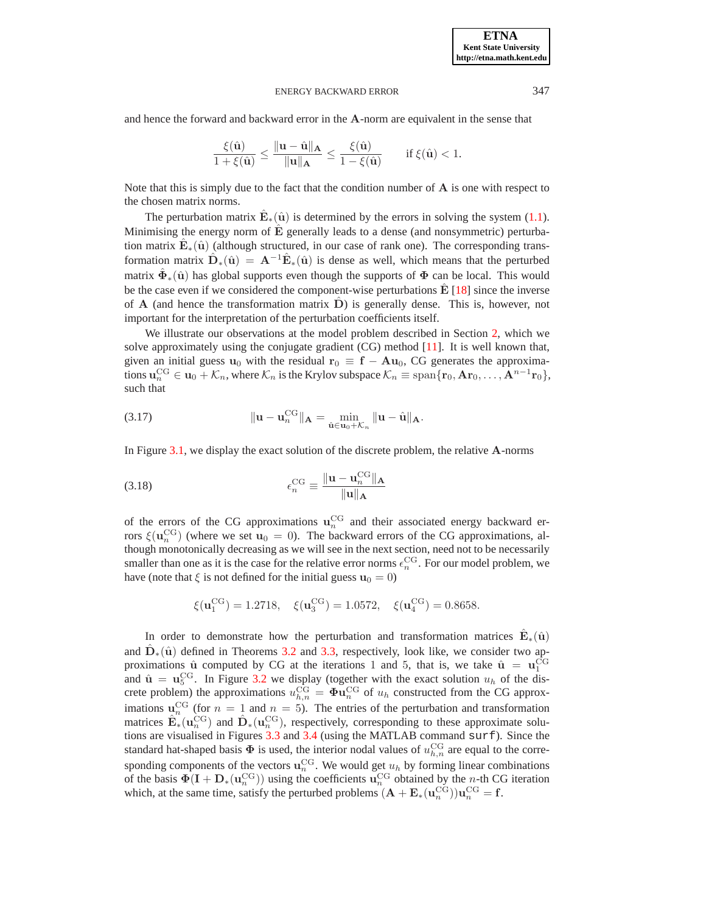and hence the forward and backward error in the $\mathbf{A}$-norm are equivalent in the sense that

$$\frac{\xi(\hat{\mathbf{u}})}{1+\xi(\hat{\mathbf{u}})} \leq \frac{\|\mathbf{u}-\hat{\mathbf{u}}\|_{\mathbf{A}}}{\|\mathbf{u}\|_{\mathbf{A}}} \leq \frac{\xi(\hat{\mathbf{u}})}{1-\xi(\hat{\mathbf{u}})} \qquad \text{if } \xi(\hat{\mathbf{u}}) < 1.$$

Note that this is simply due to the fact that the condition number of $\mathbf{A}$ is one with respect to the chosen matrix norms.

The perturbation matrix $\hat{\mathbf{E}}_*(\hat{\mathbf{u}})$ is determined by the errors in solving the system (1.1). Minimising the energy norm of $\hat{\mathbf{E}}$ generally leads to a dense (and nonsymmetric) perturbation matrix $\hat{\mathbf{E}}_*(\hat{\mathbf{u}})$ (although structured, in our case of rank one). The corresponding transformation matrix $\hat{\mathbf{D}}_*(\hat{\mathbf{u}}) = \mathbf{A}^{-1}\hat{\mathbf{E}}_*(\hat{\mathbf{u}})$ is dense as well, which means that the perturbed matrix $\hat{\boldsymbol{\Phi}}_*(\hat{\mathbf{u}})$ has global supports even though the supports of $\boldsymbol{\Phi}$ can be local. This would be the case even if we considered the component-wise perturbations $\hat{\mathbf{E}}$ [18] since the inverse of $\mathbf{A}$ (and hence the transformation matrix $\hat{\mathbf{D}}$) is generally dense. This is, however, not important for the interpretation of the perturbation coefficients itself.

We illustrate our observations at the model problem described in Section 2, which we solve approximately using the conjugate gradient (CG) method [11]. It is well known that, given an initial guess $\mathbf{u}_0$ with the residual $\mathbf{r}_0 \equiv \mathbf{f} - \mathbf{A}\mathbf{u}_0$, CG generates the approximations $\mathbf{u}_n^{\mathrm{CG}} \in \mathbf{u}_0 + \mathcal{K}_n$, where $\mathcal{K}_n$ is the Krylov subspace $\mathcal{K}_n \equiv \operatorname{span}\{\mathbf{r}_0, \mathbf{A}\mathbf{r}_0, \ldots, \mathbf{A}^{n-1}\mathbf{r}_0\}$, such that

$$\|\mathbf{u}-\mathbf{u}_n^{\mathrm{CG}}\|_{\mathbf{A}} = \min_{\hat{\mathbf{u}} \in \mathbf{u}_0+\mathcal{K}_n} \|\mathbf{u}-\hat{\mathbf{u}}\|_{\mathbf{A}}. \tag{3.17}$$

In Figure 3.1, we display the exact solution of the discrete problem, the relative $\mathbf{A}$-norms

$$\epsilon_n^{\mathrm{CG}} \equiv \frac{\|\mathbf{u}-\mathbf{u}_n^{\mathrm{CG}}\|_{\mathbf{A}}}{\|\mathbf{u}\|_{\mathbf{A}}} \tag{3.18}$$

of the errors of the CG approximations $\mathbf{u}_n^{\mathrm{CG}}$ and their associated energy backward errors $\xi(\mathbf{u}_n^{\mathrm{CG}})$ (where we set $\mathbf{u}_0 = 0$). The backward errors of the CG approximations, although monotonically decreasing as we will see in the next section, need not to be necessarily smaller than one as it is the case for the relative error norms $\epsilon_n^{\mathrm{CG}}$. For our model problem, we have (note that $\xi$ is not defined for the initial guess $\mathbf{u}_0 = 0$)

$$\xi(\mathbf{u}_1^{\mathrm{CG}}) = 1.2718, \quad \xi(\mathbf{u}_3^{\mathrm{CG}}) = 1.0572, \quad \xi(\mathbf{u}_4^{\mathrm{CG}}) = 0.8658.$$

In order to demonstrate how the perturbation and transformation matrices $\hat{\mathbf{E}}_*(\hat{\mathbf{u}})$ and $\hat{\mathbf{D}}_*(\hat{\mathbf{u}})$ defined in Theorems 3.2 and 3.3, respectively, look like, we consider two approximations $\hat{\mathbf{u}}$ computed by CG at the iterations 1 and 5, that is, we take $\hat{\mathbf{u}} = \mathbf{u}_1^{\mathrm{CG}}$ and $\hat{\mathbf{u}} = \mathbf{u}_5^{\mathrm{CG}}$. In Figure 3.2 we display (together with the exact solution $u_h$ of the discrete problem) the approximations $u_{h,n}^{\mathrm{CG}} = \boldsymbol{\Phi}\mathbf{u}_n^{\mathrm{CG}}$ of $u_h$ constructed from the CG approximations $\mathbf{u}_n^{\mathrm{CG}}$ (for $n = 1$ and $n = 5$). The entries of the perturbation and transformation matrices $\hat{\mathbf{E}}_*(\mathbf{u}_n^{\mathrm{CG}})$ and $\hat{\mathbf{D}}_*(\mathbf{u}_n^{\mathrm{CG}})$, respectively, corresponding to these approximate solutions are visualised in Figures 3.3 and 3.4 (using the MATLAB command `surf`). Since the standard hat-shaped basis $\boldsymbol{\Phi}$ is used, the interior nodal values of $u_{h,n}^{\mathrm{CG}}$ are equal to the corresponding components of the vectors $\mathbf{u}_n^{\mathrm{CG}}$. We would get $u_h$ by forming linear combinations of the basis $\boldsymbol{\Phi}(\mathbf{I} + \mathbf{D}_*(\mathbf{u}_n^{\mathrm{CG}}))$ using the coefficients $\mathbf{u}_n^{\mathrm{CG}}$ obtained by the $n$-th CG iteration which, at the same time, satisfy the perturbed problems $(\mathbf{A} + \mathbf{E}_*(\mathbf{u}_n^{\mathrm{CG}}))\mathbf{u}_n^{\mathrm{CG}} = \mathbf{f}$.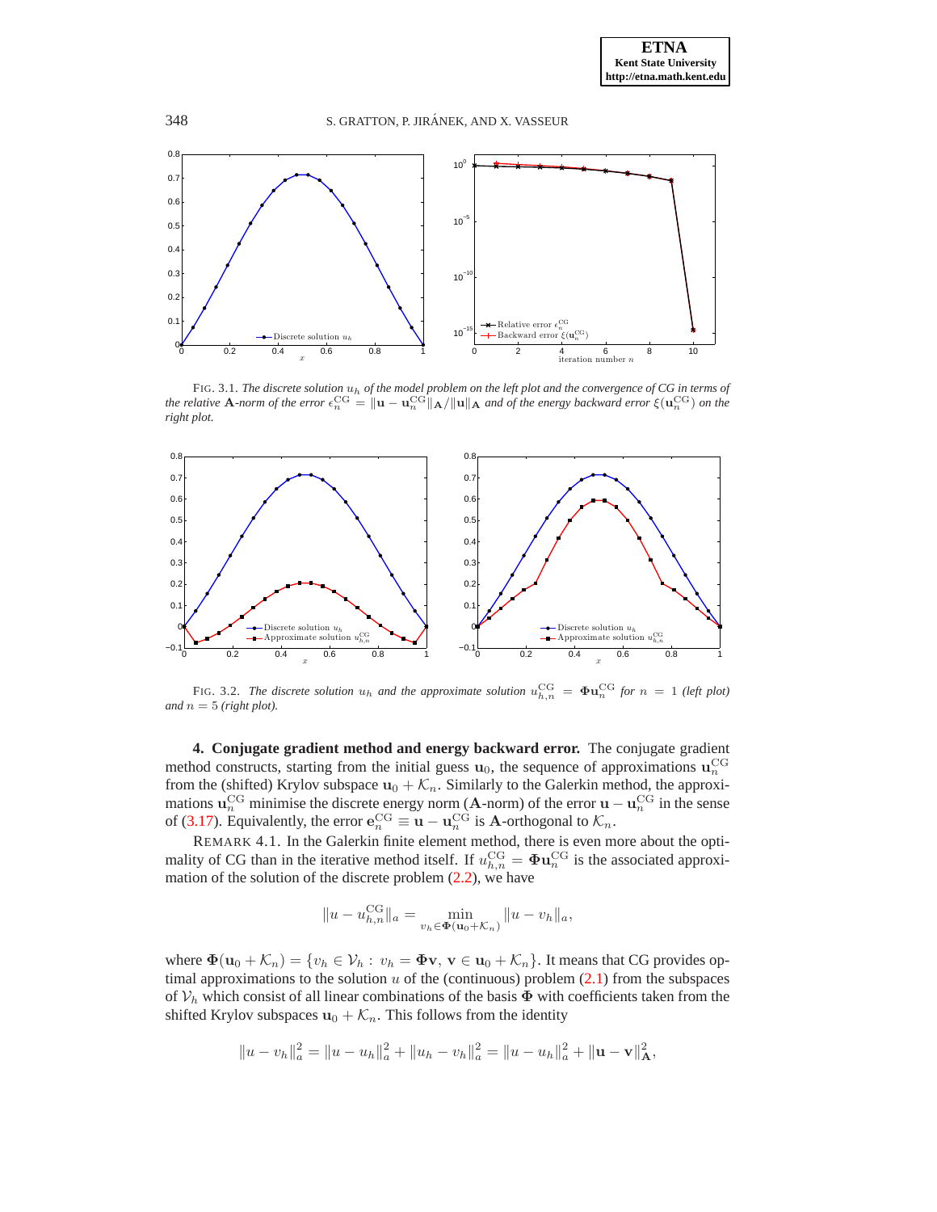0.8
0.7
0.6
0.5
0.4
0.3
0.2
0.1
0
0 0.2 0.4 0.6 0.8 1
$x$
Discrete solution $u_h$

$10^0$
$10^{-5}$
$10^{-10}$
$10^{-15}$
0 2 4 6 8 10
iteration number $n$
Relative error $\epsilon_n^{\mathrm{CG}}$
Backward error $\xi(\mathbf{u}_n^{\mathrm{CG}})$

FIG. 3.1. *The discrete solution $u_h$ of the model problem on the left plot and the convergence of CG in terms of the relative* $\mathbf{A}$*-norm of the error $\epsilon_n^{\mathrm{CG}} = \|\mathbf{u} - \mathbf{u}_n^{\mathrm{CG}}\|_{\mathbf{A}}/\|\mathbf{u}\|_{\mathbf{A}}$ and of the energy backward error $\xi(\mathbf{u}_n^{\mathrm{CG}})$ on the right plot.*

0.8
0.7
0.6
0.5
0.4
0.3
0.2
0.1
0
−0.1
0 0.2 0.4 0.6 0.8 1
$x$
Discrete solution $u_h$
Approximate solution $u_{h,n}^{\mathrm{CG}}$

0.8
0.7
0.6
0.5
0.4
0.3
0.2
0.1
0
−0.1
0 0.2 0.4 0.6 0.8 1
$x$
Discrete solution $u_h$
Approximate solution $u_{h,n}^{\mathrm{CG}}$

FIG. 3.2. *The discrete solution $u_h$ and the approximate solution $u_{h,n}^{\mathrm{CG}} = \mathbf{\Phi}\mathbf{u}_n^{\mathrm{CG}}$ for $n = 1$ (left plot) and $n = 5$ (right plot).*

**4. Conjugate gradient method and energy backward error.** The conjugate gradient method constructs, starting from the initial guess $\mathbf{u}_0$, the sequence of approximations $\mathbf{u}_n^{\mathrm{CG}}$ from the (shifted) Krylov subspace $\mathbf{u}_0 + \mathcal{K}_n$. Similarly to the Galerkin method, the approximations $\mathbf{u}_n^{\mathrm{CG}}$ minimise the discrete energy norm ($\mathbf{A}$-norm) of the error $\mathbf{u} - \mathbf{u}_n^{\mathrm{CG}}$ in the sense of (3.17). Equivalently, the error $\mathbf{e}_n^{\mathrm{CG}} \equiv \mathbf{u} - \mathbf{u}_n^{\mathrm{CG}}$ is $\mathbf{A}$-orthogonal to $\mathcal{K}_n$.

REMARK 4.1. In the Galerkin finite element method, there is even more about the optimality of CG than in the iterative method itself. If $u_{h,n}^{\mathrm{CG}} = \mathbf{\Phi}\mathbf{u}_n^{\mathrm{CG}}$ is the associated approximation of the solution of the discrete problem (2.2), we have

$$\|u - u_{h,n}^{\mathrm{CG}}\|_a = \min_{v_h \in \mathbf{\Phi}(\mathbf{u}_0 + \mathcal{K}_n)} \|u - v_h\|_a,$$

where $\mathbf{\Phi}(\mathbf{u}_0 + \mathcal{K}_n) = \{v_h \in \mathcal{V}_h : \, v_h = \mathbf{\Phi}\mathbf{v}, \, \mathbf{v} \in \mathbf{u}_0 + \mathcal{K}_n\}$. It means that CG provides optimal approximations to the solution $u$ of the (continuous) problem (2.1) from the subspaces of $\mathcal{V}_h$ which consist of all linear combinations of the basis $\mathbf{\Phi}$ with coefficients taken from the shifted Krylov subspaces $\mathbf{u}_0 + \mathcal{K}_n$. This follows from the identity

$$\|u - v_h\|_a^2 = \|u - u_h\|_a^2 + \|u_h - v_h\|_a^2 = \|u - u_h\|_a^2 + \|\mathbf{u} - \mathbf{v}\|_{\mathbf{A}}^2,$$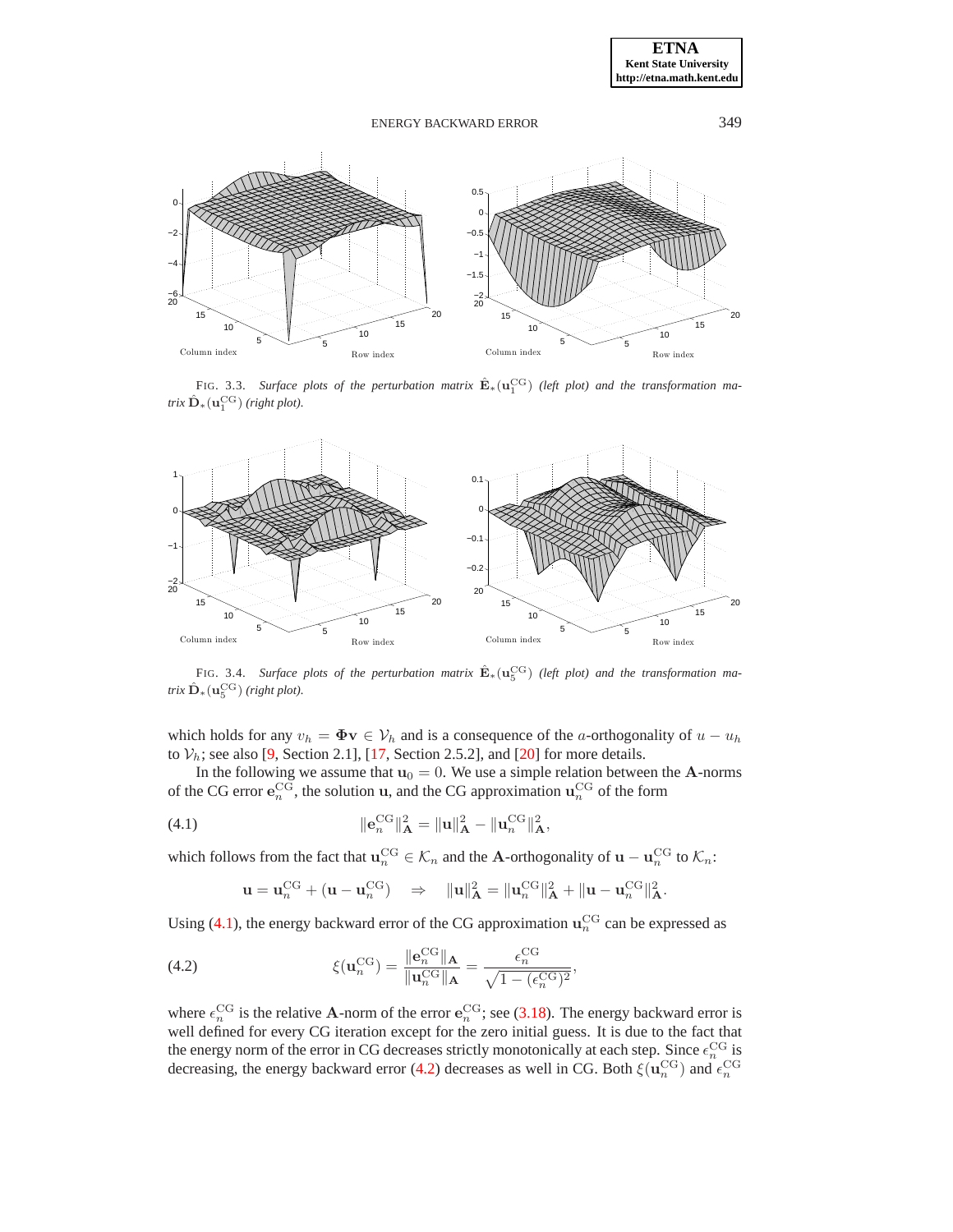0
−2
−4
−6
20
15
10
5
Column index
5
10
15
20
Row index

0.5
0
−0.5
−1
−1.5
−2
20
15
10
5
Column index
5
10
15
20
Row index

FIG. 3.3. *Surface plots of the perturbation matrix $\hat{\mathbf{E}}_*(\mathbf{u}_1^{\mathrm{CG}})$ (left plot) and the transformation matrix $\hat{\mathbf{D}}_*(\mathbf{u}_1^{\mathrm{CG}})$ (right plot).*

1
0
−1
−2
20
15
10
5
Column index
5
10
15
20
Row index

0.1
0
−0.1
−0.2
20
15
10
5
Column index
5
10
15
20
Row index

FIG. 3.4. *Surface plots of the perturbation matrix $\hat{\mathbf{E}}_*(\mathbf{u}_5^{\mathrm{CG}})$ (left plot) and the transformation matrix $\hat{\mathbf{D}}_*(\mathbf{u}_5^{\mathrm{CG}})$ (right plot).*

which holds for any $v_h = \mathbf{\Phi v} \in \mathcal{V}_h$ and is a consequence of the $a$-orthogonality of $u - u_h$ to $\mathcal{V}_h$; see also [9, Section 2.1], [17, Section 2.5.2], and [20] for more details.

In the following we assume that $\mathbf{u}_0 = 0$. We use a simple relation between the $\mathbf{A}$-norms of the CG error $\mathbf{e}_n^{\mathrm{CG}}$, the solution $\mathbf{u}$, and the CG approximation $\mathbf{u}_n^{\mathrm{CG}}$ of the form

$$\|\mathbf{e}_n^{\mathrm{CG}}\|_{\mathbf{A}}^2 = \|\mathbf{u}\|_{\mathbf{A}}^2 - \|\mathbf{u}_n^{\mathrm{CG}}\|_{\mathbf{A}}^2, \tag{4.1}$$

which follows from the fact that $\mathbf{u}_n^{\mathrm{CG}} \in \mathcal{K}_n$ and the $\mathbf{A}$-orthogonality of $\mathbf{u} - \mathbf{u}_n^{\mathrm{CG}}$ to $\mathcal{K}_n$:

$$\mathbf{u} = \mathbf{u}_n^{\mathrm{CG}} + (\mathbf{u} - \mathbf{u}_n^{\mathrm{CG}}) \quad \Rightarrow \quad \|\mathbf{u}\|_{\mathbf{A}}^2 = \|\mathbf{u}_n^{\mathrm{CG}}\|_{\mathbf{A}}^2 + \|\mathbf{u} - \mathbf{u}_n^{\mathrm{CG}}\|_{\mathbf{A}}^2.$$

Using (4.1), the energy backward error of the CG approximation $\mathbf{u}_n^{\mathrm{CG}}$ can be expressed as

$$\xi(\mathbf{u}_n^{\mathrm{CG}}) = \frac{\|\mathbf{e}_n^{\mathrm{CG}}\|_{\mathbf{A}}}{\|\mathbf{u}_n^{\mathrm{CG}}\|_{\mathbf{A}}} = \frac{\epsilon_n^{\mathrm{CG}}}{\sqrt{1 - (\epsilon_n^{\mathrm{CG}})^2}}, \tag{4.2}$$

where $\epsilon_n^{\mathrm{CG}}$ is the relative $\mathbf{A}$-norm of the error $\mathbf{e}_n^{\mathrm{CG}}$; see (3.18). The energy backward error is well defined for every CG iteration except for the zero initial guess. It is due to the fact that the energy norm of the error in CG decreases strictly monotonically at each step. Since $\epsilon_n^{\mathrm{CG}}$ is decreasing, the energy backward error (4.2) decreases as well in CG. Both $\xi(\mathbf{u}_n^{\mathrm{CG}})$ and $\epsilon_n^{\mathrm{CG}}$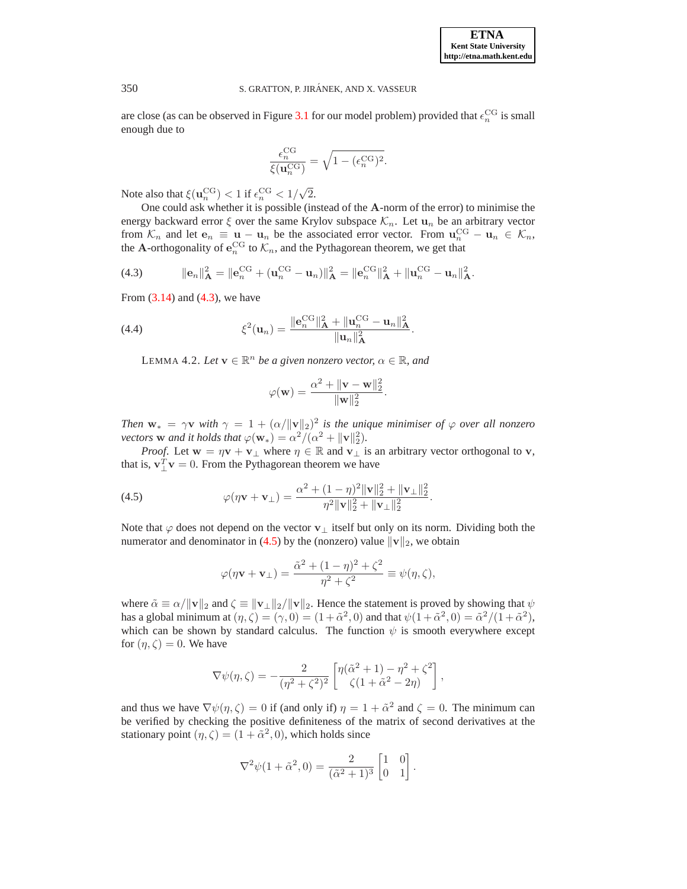are close (as can be observed in Figure 3.1 for our model problem) provided that $\epsilon_n^{\mathrm{CG}}$ is small enough due to

$$\frac{\epsilon_n^{\mathrm{CG}}}{\xi(\mathbf{u}_n^{\mathrm{CG}})} = \sqrt{1 - (\epsilon_n^{\mathrm{CG}})^2}.$$

Note also that $\xi(\mathbf{u}_n^{\mathrm{CG}}) < 1$ if $\epsilon_n^{\mathrm{CG}} < 1/\sqrt{2}$.

One could ask whether it is possible (instead of the $\mathbf{A}$-norm of the error) to minimise the energy backward error $\xi$ over the same Krylov subspace $\mathcal{K}_n$. Let $\mathbf{u}_n$ be an arbitrary vector from $\mathcal{K}_n$ and let $\mathbf{e}_n \equiv \mathbf{u} - \mathbf{u}_n$ be the associated error vector. From $\mathbf{u}_n^{\mathrm{CG}} - \mathbf{u}_n \in \mathcal{K}_n$, the $\mathbf{A}$-orthogonality of $\mathbf{e}_n^{\mathrm{CG}}$ to $\mathcal{K}_n$, and the Pythagorean theorem, we get that

$$\|\mathbf{e}_n\|_{\mathbf{A}}^2 = \|\mathbf{e}_n^{\mathrm{CG}} + (\mathbf{u}_n^{\mathrm{CG}} - \mathbf{u}_n)\|_{\mathbf{A}}^2 = \|\mathbf{e}_n^{\mathrm{CG}}\|_{\mathbf{A}}^2 + \|\mathbf{u}_n^{\mathrm{CG}} - \mathbf{u}_n\|_{\mathbf{A}}^2. \tag{4.3}$$

From (3.14) and (4.3), we have

$$\xi^2(\mathbf{u}_n) = \frac{\|\mathbf{e}_n^{\mathrm{CG}}\|_{\mathbf{A}}^2 + \|\mathbf{u}_n^{\mathrm{CG}} - \mathbf{u}_n\|_{\mathbf{A}}^2}{\|\mathbf{u}_n\|_{\mathbf{A}}^2}. \tag{4.4}$$

LEMMA 4.2. *Let $\mathbf{v} \in \mathbb{R}^n$ be a given nonzero vector, $\alpha \in \mathbb{R}$, and*

$$\varphi(\mathbf{w}) = \frac{\alpha^2 + \|\mathbf{v} - \mathbf{w}\|_2^2}{\|\mathbf{w}\|_2^2}.$$

*Then $\mathbf{w}_* = \gamma\mathbf{v}$ with $\gamma = 1 + (\alpha/\|\mathbf{v}\|_2)^2$ is the unique minimiser of $\varphi$ over all nonzero vectors $\mathbf{w}$ and it holds that $\varphi(\mathbf{w}_*) = \alpha^2/(\alpha^2 + \|\mathbf{v}\|_2^2)$.*

*Proof.* Let $\mathbf{w} = \eta\mathbf{v} + \mathbf{v}_\perp$ where $\eta \in \mathbb{R}$ and $\mathbf{v}_\perp$ is an arbitrary vector orthogonal to $\mathbf{v}$, that is, $\mathbf{v}_\perp^T\mathbf{v} = 0$. From the Pythagorean theorem we have

$$\varphi(\eta\mathbf{v} + \mathbf{v}_\perp) = \frac{\alpha^2 + (1-\eta)^2\|\mathbf{v}\|_2^2 + \|\mathbf{v}_\perp\|_2^2}{\eta^2\|\mathbf{v}\|_2^2 + \|\mathbf{v}_\perp\|_2^2}. \tag{4.5}$$

Note that $\varphi$ does not depend on the vector $\mathbf{v}_\perp$ itself but only on its norm. Dividing both the numerator and denominator in (4.5) by the (nonzero) value $\|\mathbf{v}\|_2$, we obtain

$$\varphi(\eta\mathbf{v} + \mathbf{v}_\perp) = \frac{\tilde{\alpha}^2 + (1-\eta)^2 + \zeta^2}{\eta^2 + \zeta^2} \equiv \psi(\eta, \zeta),$$

where $\tilde{\alpha} \equiv \alpha/\|\mathbf{v}\|_2$ and $\zeta \equiv \|\mathbf{v}_\perp\|_2/\|\mathbf{v}\|_2$. Hence the statement is proved by showing that $\psi$ has a global minimum at $(\eta, \zeta) = (\gamma, 0) = (1 + \tilde{\alpha}^2, 0)$ and that $\psi(1 + \tilde{\alpha}^2, 0) = \tilde{\alpha}^2/(1 + \tilde{\alpha}^2)$, which can be shown by standard calculus. The function $\psi$ is smooth everywhere except for $(\eta, \zeta) = 0$. We have

$$\nabla\psi(\eta, \zeta) = -\frac{2}{(\eta^2 + \zeta^2)^2}\begin{bmatrix} \eta(\tilde{\alpha}^2 + 1) - \eta^2 + \zeta^2 \\ \zeta(1 + \tilde{\alpha}^2 - 2\eta) \end{bmatrix},$$

and thus we have $\nabla\psi(\eta, \zeta) = 0$ if (and only if) $\eta = 1 + \tilde{\alpha}^2$ and $\zeta = 0$. The minimum can be verified by checking the positive definiteness of the matrix of second derivatives at the stationary point $(\eta, \zeta) = (1 + \tilde{\alpha}^2, 0)$, which holds since

$$\nabla^2\psi(1 + \tilde{\alpha}^2, 0) = \frac{2}{(\tilde{\alpha}^2 + 1)^3}\begin{bmatrix} 1 & 0 \\ 0 & 1 \end{bmatrix}.$$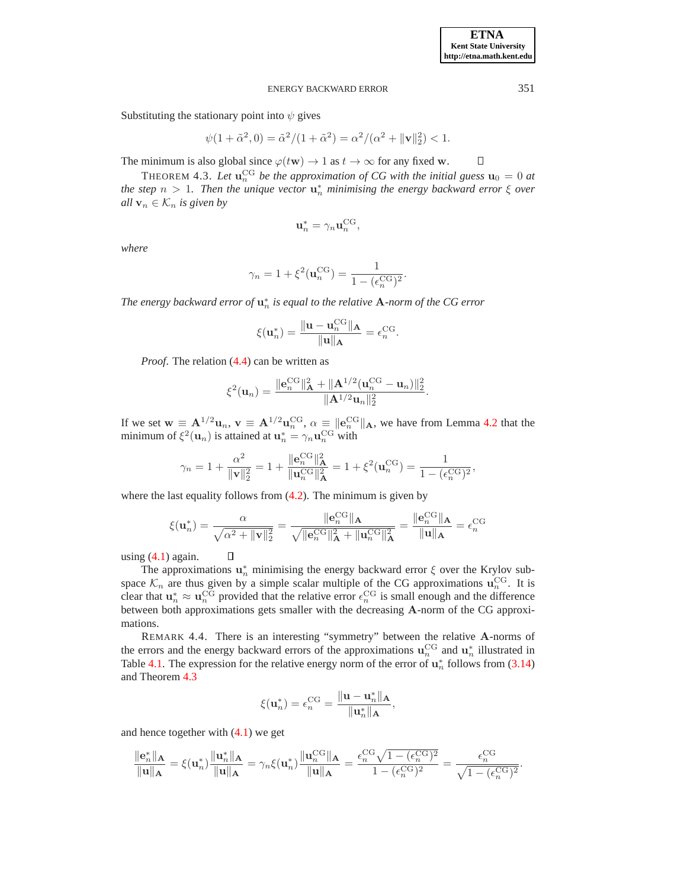Substituting the stationary point into $\psi$ gives

$$\psi(1+\tilde{\alpha}^2, 0) = \tilde{\alpha}^2/(1+\tilde{\alpha}^2) = \alpha^2/(\alpha^2 + \|\mathbf{v}\|_2^2) < 1.$$

The minimum is also global since $\varphi(t\mathbf{w}) \to 1$ as $t \to \infty$ for any fixed $\mathbf{w}$. ☐

THEOREM 4.3. *Let $\mathbf{u}_n^{\mathrm{CG}}$ be the approximation of CG with the initial guess $\mathbf{u}_0 = 0$ at the step $n > 1$. Then the unique vector $\mathbf{u}_n^*$ minimising the energy backward error $\xi$ over all $\mathbf{v}_n \in \mathcal{K}_n$ is given by*

$$\mathbf{u}_n^* = \gamma_n \mathbf{u}_n^{\mathrm{CG}},$$

*where*

$$\gamma_n = 1 + \xi^2(\mathbf{u}_n^{\mathrm{CG}}) = \frac{1}{1 - (\epsilon_n^{\mathrm{CG}})^2}.$$

*The energy backward error of $\mathbf{u}_n^*$ is equal to the relative $\mathbf{A}$-norm of the CG error*

$$\xi(\mathbf{u}_n^*) = \frac{\|\mathbf{u} - \mathbf{u}_n^{\mathrm{CG}}\|_{\mathbf{A}}}{\|\mathbf{u}\|_{\mathbf{A}}} = \epsilon_n^{\mathrm{CG}}.$$

*Proof.* The relation (4.4) can be written as

$$\xi^2(\mathbf{u}_n) = \frac{\|\mathbf{e}_n^{\mathrm{CG}}\|_{\mathbf{A}}^2 + \|\mathbf{A}^{1/2}(\mathbf{u}_n^{\mathrm{CG}} - \mathbf{u}_n)\|_2^2}{\|\mathbf{A}^{1/2}\mathbf{u}_n\|_2^2}.$$

If we set $\mathbf{w} \equiv \mathbf{A}^{1/2}\mathbf{u}_n$, $\mathbf{v} \equiv \mathbf{A}^{1/2}\mathbf{u}_n^{\mathrm{CG}}$, $\alpha \equiv \|\mathbf{e}_n^{\mathrm{CG}}\|_{\mathbf{A}}$, we have from Lemma 4.2 that the minimum of $\xi^2(\mathbf{u}_n)$ is attained at $\mathbf{u}_n^* = \gamma_n \mathbf{u}_n^{\mathrm{CG}}$ with

$$\gamma_n = 1 + \frac{\alpha^2}{\|\mathbf{v}\|_2^2} = 1 + \frac{\|\mathbf{e}_n^{\mathrm{CG}}\|_{\mathbf{A}}^2}{\|\mathbf{u}_n^{\mathrm{CG}}\|_{\mathbf{A}}^2} = 1 + \xi^2(\mathbf{u}_n^{\mathrm{CG}}) = \frac{1}{1 - (\epsilon_n^{\mathrm{CG}})^2},$$

where the last equality follows from (4.2). The minimum is given by

$$\xi(\mathbf{u}_n^*) = \frac{\alpha}{\sqrt{\alpha^2 + \|\mathbf{v}\|_2^2}} = \frac{\|\mathbf{e}_n^{\mathrm{CG}}\|_{\mathbf{A}}}{\sqrt{\|\mathbf{e}_n^{\mathrm{CG}}\|_{\mathbf{A}}^2 + \|\mathbf{u}_n^{\mathrm{CG}}\|_{\mathbf{A}}^2}} = \frac{\|\mathbf{e}_n^{\mathrm{CG}}\|_{\mathbf{A}}}{\|\mathbf{u}\|_{\mathbf{A}}} = \epsilon_n^{\mathrm{CG}}$$

using (4.1) again. ☐

The approximations $\mathbf{u}_n^*$ minimising the energy backward error $\xi$ over the Krylov subspace $\mathcal{K}_n$ are thus given by a simple scalar multiple of the CG approximations $\mathbf{u}_n^{\mathrm{CG}}$. It is clear that $\mathbf{u}_n^* \approx \mathbf{u}_n^{\mathrm{CG}}$ provided that the relative error $\epsilon_n^{\mathrm{CG}}$ is small enough and the difference between both approximations gets smaller with the decreasing $\mathbf{A}$-norm of the CG approximations.

REMARK 4.4. There is an interesting "symmetry" between the relative $\mathbf{A}$-norms of the errors and the energy backward errors of the approximations $\mathbf{u}_n^{\mathrm{CG}}$ and $\mathbf{u}_n^*$ illustrated in Table 4.1. The expression for the relative energy norm of the error of $\mathbf{u}_n^*$ follows from (3.14) and Theorem 4.3

$$\xi(\mathbf{u}_n^*) = \epsilon_n^{\mathrm{CG}} = \frac{\|\mathbf{u} - \mathbf{u}_n^*\|_{\mathbf{A}}}{\|\mathbf{u}_n^*\|_{\mathbf{A}}},$$

and hence together with (4.1) we get

$$\frac{\|\mathbf{e}_n^*\|_{\mathbf{A}}}{\|\mathbf{u}\|_{\mathbf{A}}} = \xi(\mathbf{u}_n^*)\frac{\|\mathbf{u}_n^*\|_{\mathbf{A}}}{\|\mathbf{u}\|_{\mathbf{A}}} = \gamma_n \xi(\mathbf{u}_n^*)\frac{\|\mathbf{u}_n^{\mathrm{CG}}\|_{\mathbf{A}}}{\|\mathbf{u}\|_{\mathbf{A}}} = \frac{\epsilon_n^{\mathrm{CG}}\sqrt{1 - (\epsilon_n^{\mathrm{CG}})^2}}{1 - (\epsilon_n^{\mathrm{CG}})^2} = \frac{\epsilon_n^{\mathrm{CG}}}{\sqrt{1 - (\epsilon_n^{\mathrm{CG}})^2}}.$$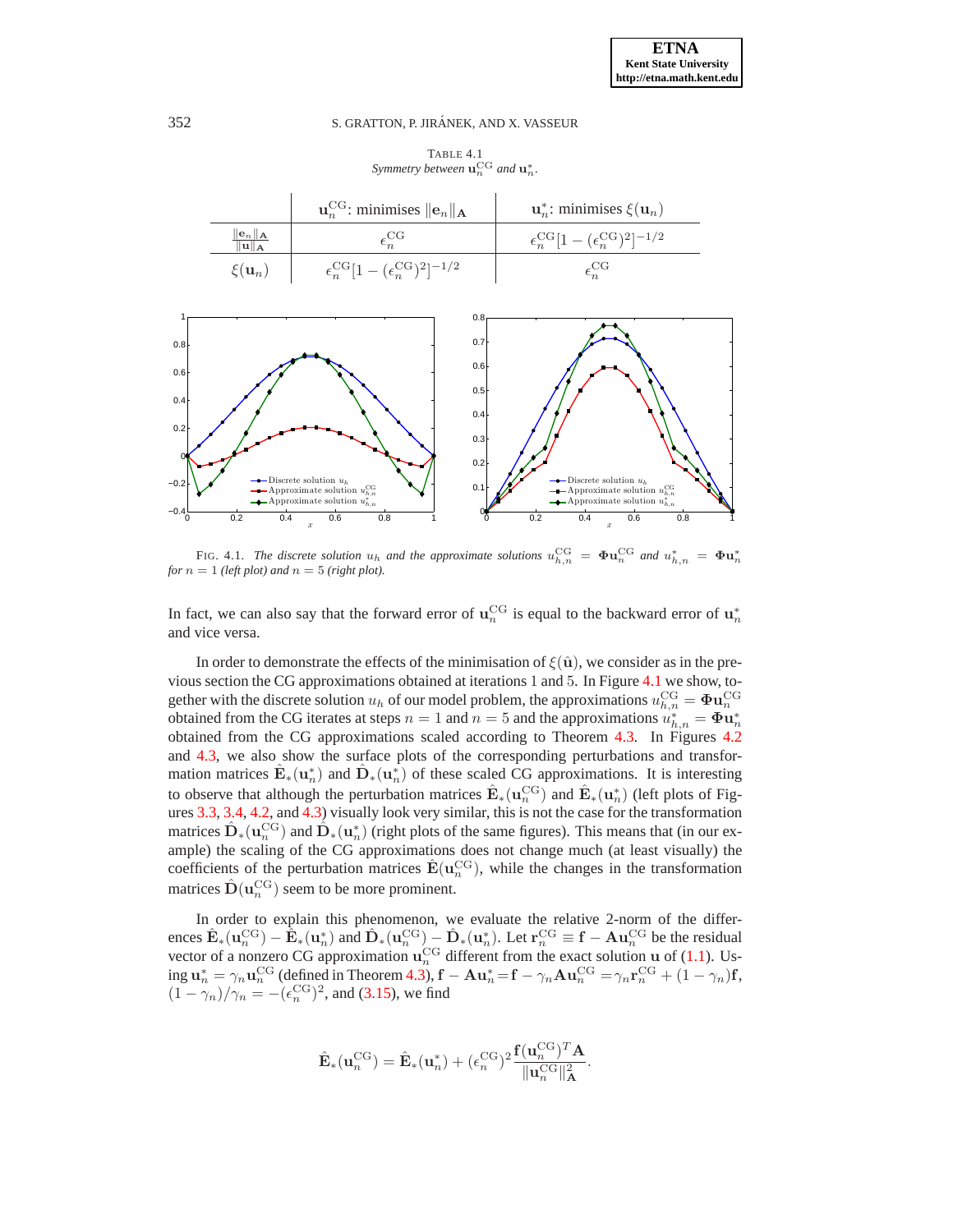TABLE 4.1
*Symmetry between* $\mathbf{u}_n^{\mathrm{CG}}$ *and* $\mathbf{u}_n^*$.

| | $\mathbf{u}_n^{\mathrm{CG}}$: minimises $\|\mathbf{e}_n\|_{\mathbf{A}}$ | $\mathbf{u}_n^*$: minimises $\xi(\mathbf{u}_n)$ |
|---|---|---|
| $\frac{\|\mathbf{e}_n\|_{\mathbf{A}}}{\|\mathbf{u}\|_{\mathbf{A}}}$ | $\epsilon_n^{\mathrm{CG}}$ | $\epsilon_n^{\mathrm{CG}}[1-(\epsilon_n^{\mathrm{CG}})^2]^{-1/2}$ |
| $\xi(\mathbf{u}_n)$ | $\epsilon_n^{\mathrm{CG}}[1-(\epsilon_n^{\mathrm{CG}})^2]^{-1/2}$ | $\epsilon_n^{\mathrm{CG}}$ |

1
0.8
0.6
0.4
0.2
0
−0.2
−0.4
0 0.2 0.4 0.6 0.8 1
$x$
Discrete solution $u_h$
Approximate solution $u_{h,n}^{\mathrm{CG}}$
Approximate solution $u_{h,n}^*$

0.8
0.7
0.6
0.5
0.4
0.3
0.2
0.1
0
0 0.2 0.4 0.6 0.8 1
$x$
Discrete solution $u_h$
Approximate solution $u_{h,n}^{\mathrm{CG}}$
Approximate solution $u_{h,n}^*$

FIG. 4.1. *The discrete solution $u_h$ and the approximate solutions $u_{h,n}^{\mathrm{CG}} = \mathbf{\Phi}\mathbf{u}_n^{\mathrm{CG}}$ and $u_{h,n}^* = \mathbf{\Phi}\mathbf{u}_n^*$ for $n = 1$ (left plot) and $n = 5$ (right plot).*

In fact, we can also say that the forward error of $\mathbf{u}_n^{\mathrm{CG}}$ is equal to the backward error of $\mathbf{u}_n^*$ and vice versa.

In order to demonstrate the effects of the minimisation of $\xi(\hat{\mathbf{u}})$, we consider as in the previous section the CG approximations obtained at iterations 1 and 5. In Figure 4.1 we show, together with the discrete solution $u_h$ of our model problem, the approximations $u_{h,n}^{\mathrm{CG}} = \mathbf{\Phi}\mathbf{u}_n^{\mathrm{CG}}$ obtained from the CG iterates at steps $n = 1$ and $n = 5$ and the approximations $u_{h,n}^* = \mathbf{\Phi}\mathbf{u}_n^*$ obtained from the CG approximations scaled according to Theorem 4.3. In Figures 4.2 and 4.3, we also show the surface plots of the corresponding perturbations and transformation matrices $\hat{\mathbf{E}}_*(\mathbf{u}_n^*)$ and $\hat{\mathbf{D}}_*(\mathbf{u}_n^*)$ of these scaled CG approximations. It is interesting to observe that although the perturbation matrices $\hat{\mathbf{E}}_*(\mathbf{u}_n^{\mathrm{CG}})$ and $\hat{\mathbf{E}}_*(\mathbf{u}_n^*)$ (left plots of Figures 3.3, 3.4, 4.2, and 4.3) visually look very similar, this is not the case for the transformation matrices $\hat{\mathbf{D}}_*(\mathbf{u}_n^{\mathrm{CG}})$ and $\hat{\mathbf{D}}_*(\mathbf{u}_n^*)$ (right plots of the same figures). This means that (in our example) the scaling of the CG approximations does not change much (at least visually) the coefficients of the perturbation matrices $\hat{\mathbf{E}}(\mathbf{u}_n^{\mathrm{CG}})$, while the changes in the transformation matrices $\hat{\mathbf{D}}(\mathbf{u}_n^{\mathrm{CG}})$ seem to be more prominent.

In order to explain this phenomenon, we evaluate the relative 2-norm of the differences $\hat{\mathbf{E}}_*(\mathbf{u}_n^{\mathrm{CG}}) - \hat{\mathbf{E}}_*(\mathbf{u}_n^*)$ and $\hat{\mathbf{D}}_*(\mathbf{u}_n^{\mathrm{CG}}) - \hat{\mathbf{D}}_*(\mathbf{u}_n^*)$. Let $\mathbf{r}_n^{\mathrm{CG}} \equiv \mathbf{f} - \mathbf{A}\mathbf{u}_n^{\mathrm{CG}}$ be the residual vector of a nonzero CG approximation $\mathbf{u}_n^{\mathrm{CG}}$ different from the exact solution $\mathbf{u}$ of (1.1). Using $\mathbf{u}_n^* = \gamma_n\mathbf{u}_n^{\mathrm{CG}}$ (defined in Theorem 4.3), $\mathbf{f} - \mathbf{A}\mathbf{u}_n^* = \mathbf{f} - \gamma_n\mathbf{A}\mathbf{u}_n^{\mathrm{CG}} = \gamma_n\mathbf{r}_n^{\mathrm{CG}} + (1-\gamma_n)\mathbf{f}$, $(1-\gamma_n)/\gamma_n = -(\epsilon_n^{\mathrm{CG}})^2$, and (3.15), we find

$$\hat{\mathbf{E}}_*(\mathbf{u}_n^{\mathrm{CG}}) = \hat{\mathbf{E}}_*(\mathbf{u}_n^*) + (\epsilon_n^{\mathrm{CG}})^2 \frac{\mathbf{f}(\mathbf{u}_n^{\mathrm{CG}})^T\mathbf{A}}{\|\mathbf{u}_n^{\mathrm{CG}}\|_{\mathbf{A}}^2}.$$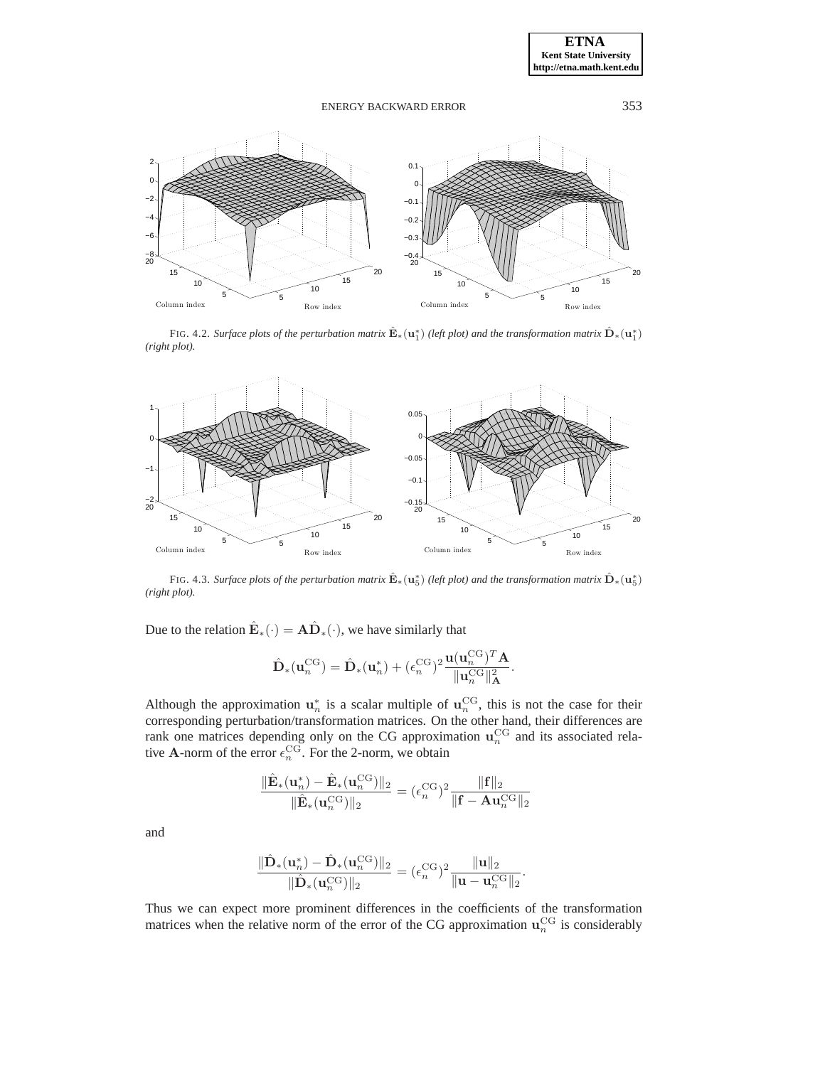2
0
−2
−4
−6
−8
20
15
10
5
Column index
5
10
15
20
Row index

0.1
0
−0.1
−0.2
−0.3
−0.4
20
15
10
5
Column index
5
10
15
20
Row index

FIG. 4.2. *Surface plots of the perturbation matrix* $\hat{\mathbf{E}}_*(\mathbf{u}_1^*)$ *(left plot) and the transformation matrix* $\hat{\mathbf{D}}_*(\mathbf{u}_1^*)$ *(right plot).*

1
0
−1
−2
20
15
10
5
Column index
5
10
15
20
Row index

0.05
0
−0.05
−0.1
−0.15
20
15
10
5
Column index
5
10
15
20
Row index

FIG. 4.3. *Surface plots of the perturbation matrix* $\hat{\mathbf{E}}_*(\mathbf{u}_5^*)$ *(left plot) and the transformation matrix* $\hat{\mathbf{D}}_*(\mathbf{u}_5^*)$ *(right plot).*

Due to the relation $\hat{\mathbf{E}}_*(\cdot) = \mathbf{A}\hat{\mathbf{D}}_*(\cdot)$, we have similarly that

$$\hat{\mathbf{D}}_*(\mathbf{u}_n^{\mathrm{CG}}) = \hat{\mathbf{D}}_*(\mathbf{u}_n^*) + (\epsilon_n^{\mathrm{CG}})^2 \frac{\mathbf{u}(\mathbf{u}_n^{\mathrm{CG}})^T \mathbf{A}}{\|\mathbf{u}_n^{\mathrm{CG}}\|_{\mathbf{A}}^2}.$$

Although the approximation $\mathbf{u}_n^*$ is a scalar multiple of $\mathbf{u}_n^{\mathrm{CG}}$, this is not the case for their corresponding perturbation/transformation matrices. On the other hand, their differences are rank one matrices depending only on the CG approximation $\mathbf{u}_n^{\mathrm{CG}}$ and its associated relative $\mathbf{A}$-norm of the error $\epsilon_n^{\mathrm{CG}}$. For the 2-norm, we obtain

$$\frac{\|\hat{\mathbf{E}}_*(\mathbf{u}_n^*) - \hat{\mathbf{E}}_*(\mathbf{u}_n^{\mathrm{CG}})\|_2}{\|\hat{\mathbf{E}}_*(\mathbf{u}_n^{\mathrm{CG}})\|_2} = (\epsilon_n^{\mathrm{CG}})^2 \frac{\|\mathbf{f}\|_2}{\|\mathbf{f} - \mathbf{A}\mathbf{u}_n^{\mathrm{CG}}\|_2}$$

and

$$\frac{\|\hat{\mathbf{D}}_*(\mathbf{u}_n^*) - \hat{\mathbf{D}}_*(\mathbf{u}_n^{\mathrm{CG}})\|_2}{\|\hat{\mathbf{D}}_*(\mathbf{u}_n^{\mathrm{CG}})\|_2} = (\epsilon_n^{\mathrm{CG}})^2 \frac{\|\mathbf{u}\|_2}{\|\mathbf{u} - \mathbf{u}_n^{\mathrm{CG}}\|_2}.$$

Thus we can expect more prominent differences in the coefficients of the transformation matrices when the relative norm of the error of the CG approximation $\mathbf{u}_n^{\mathrm{CG}}$ is considerably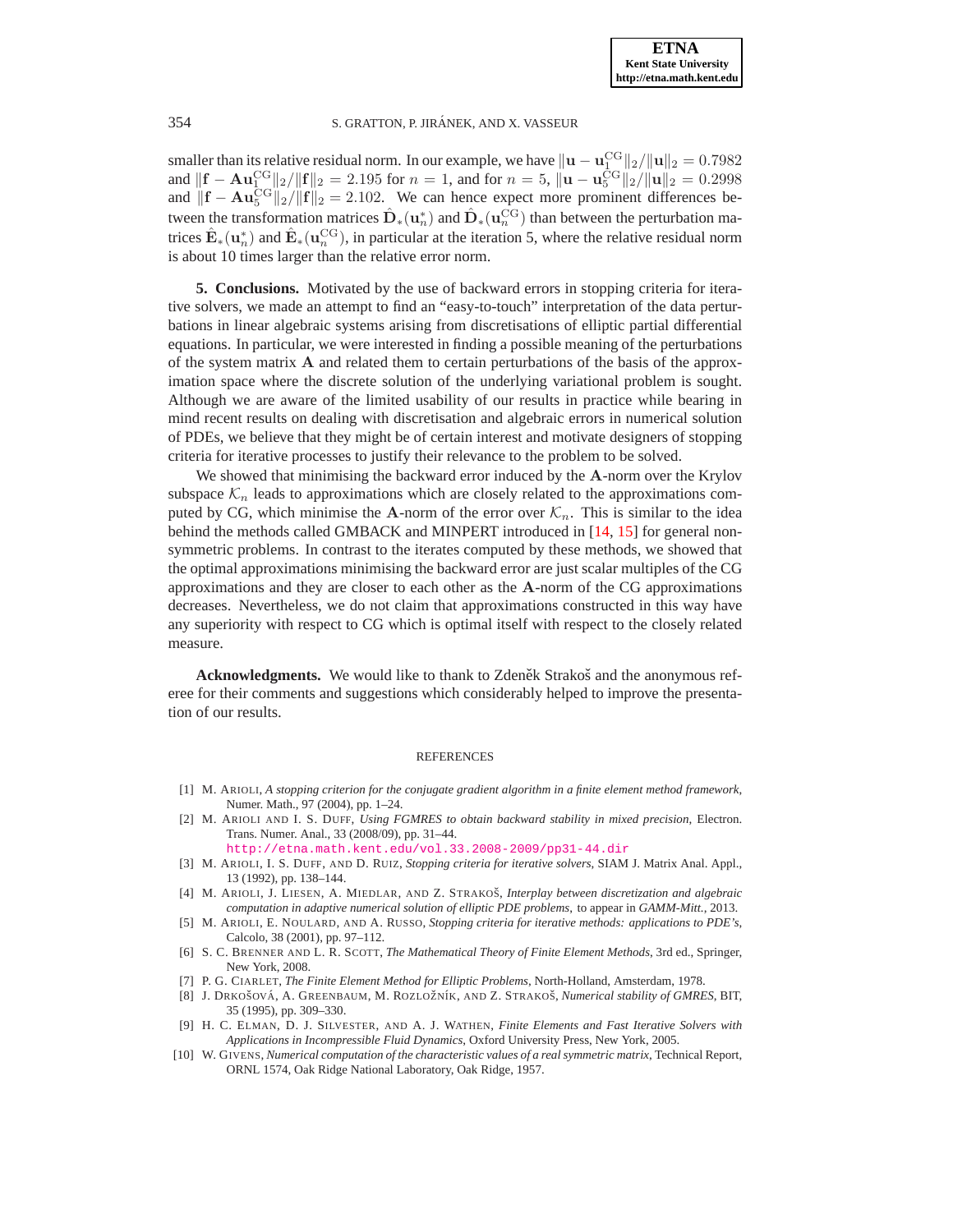smaller than its relative residual norm. In our example, we have $\|\mathbf{u} - \mathbf{u}_1^{\mathrm{CG}}\|_2 / \|\mathbf{u}\|_2 = 0.7982$ and $\|\mathbf{f} - \mathbf{A}\mathbf{u}_1^{\mathrm{CG}}\|_2 / \|\mathbf{f}\|_2 = 2.195$ for $n = 1$, and for $n = 5$, $\|\mathbf{u} - \mathbf{u}_5^{\mathrm{CG}}\|_2 / \|\mathbf{u}\|_2 = 0.2998$ and $\|\mathbf{f} - \mathbf{A}\mathbf{u}_5^{\mathrm{CG}}\|_2 / \|\mathbf{f}\|_2 = 2.102$. We can hence expect more prominent differences between the transformation matrices $\hat{\mathbf{D}}_*(\mathbf{u}_n^*)$ and $\hat{\mathbf{D}}_*(\mathbf{u}_n^{\mathrm{CG}})$ than between the perturbation matrices $\hat{\mathbf{E}}_*(\mathbf{u}_n^*)$ and $\hat{\mathbf{E}}_*(\mathbf{u}_n^{\mathrm{CG}})$, in particular at the iteration 5, where the relative residual norm is about 10 times larger than the relative error norm.

## 5. Conclusions.

Motivated by the use of backward errors in stopping criteria for iterative solvers, we made an attempt to find an "easy-to-touch" interpretation of the data perturbations in linear algebraic systems arising from discretisations of elliptic partial differential equations. In particular, we were interested in finding a possible meaning of the perturbations of the system matrix $\mathbf{A}$ and related them to certain perturbations of the basis of the approximation space where the discrete solution of the underlying variational problem is sought. Although we are aware of the limited usability of our results in practice while bearing in mind recent results on dealing with discretisation and algebraic errors in numerical solution of PDEs, we believe that they might be of certain interest and motivate designers of stopping criteria for iterative processes to justify their relevance to the problem to be solved.

We showed that minimising the backward error induced by the $\mathbf{A}$-norm over the Krylov subspace $\mathcal{K}_n$ leads to approximations which are closely related to the approximations computed by CG, which minimise the $\mathbf{A}$-norm of the error over $\mathcal{K}_n$. This is similar to the idea behind the methods called GMBACK and MINPERT introduced in [14, 15] for general nonsymmetric problems. In contrast to the iterates computed by these methods, we showed that the optimal approximations minimising the backward error are just scalar multiples of the CG approximations and they are closer to each other as the $\mathbf{A}$-norm of the CG approximations decreases. Nevertheless, we do not claim that approximations constructed in this way have any superiority with respect to CG which is optimal itself with respect to the closely related measure.

**Acknowledgments.** We would like to thank to Zdeněk Strakoš and the anonymous referee for their comments and suggestions which considerably helped to improve the presentation of our results.

## REFERENCES

[1] M. Arioli, *A stopping criterion for the conjugate gradient algorithm in a finite element method framework*, Numer. Math., 97 (2004), pp. 1–24.

[2] M. Arioli and I. S. Duff, *Using FGMRES to obtain backward stability in mixed precision*, Electron. Trans. Numer. Anal., 33 (2008/09), pp. 31–44. http://etna.math.kent.edu/vol.33.2008-2009/pp31-44.dir

[3] M. Arioli, I. S. Duff, and D. Ruiz, *Stopping criteria for iterative solvers*, SIAM J. Matrix Anal. Appl., 13 (1992), pp. 138–144.

[4] M. Arioli, J. Liesen, A. Miedlar, and Z. Strakoš, *Interplay between discretization and algebraic computation in adaptive numerical solution of elliptic PDE problems*, to appear in *GAMM-Mitt.*, 2013.

[5] M. Arioli, E. Noulard, and A. Russo, *Stopping criteria for iterative methods: applications to PDE's*, Calcolo, 38 (2001), pp. 97–112.

[6] S. C. Brenner and L. R. Scott, *The Mathematical Theory of Finite Element Methods*, 3rd ed., Springer, New York, 2008.

[7] P. G. Ciarlet, *The Finite Element Method for Elliptic Problems*, North-Holland, Amsterdam, 1978.

[8] J. Drkošová, A. Greenbaum, M. Rozložník, and Z. Strakoš, *Numerical stability of GMRES*, BIT, 35 (1995), pp. 309–330.

[9] H. C. Elman, D. J. Silvester, and A. J. Wathen, *Finite Elements and Fast Iterative Solvers with Applications in Incompressible Fluid Dynamics*, Oxford University Press, New York, 2005.

[10] W. Givens, *Numerical computation of the characteristic values of a real symmetric matrix*, Technical Report, ORNL 1574, Oak Ridge National Laboratory, Oak Ridge, 1957.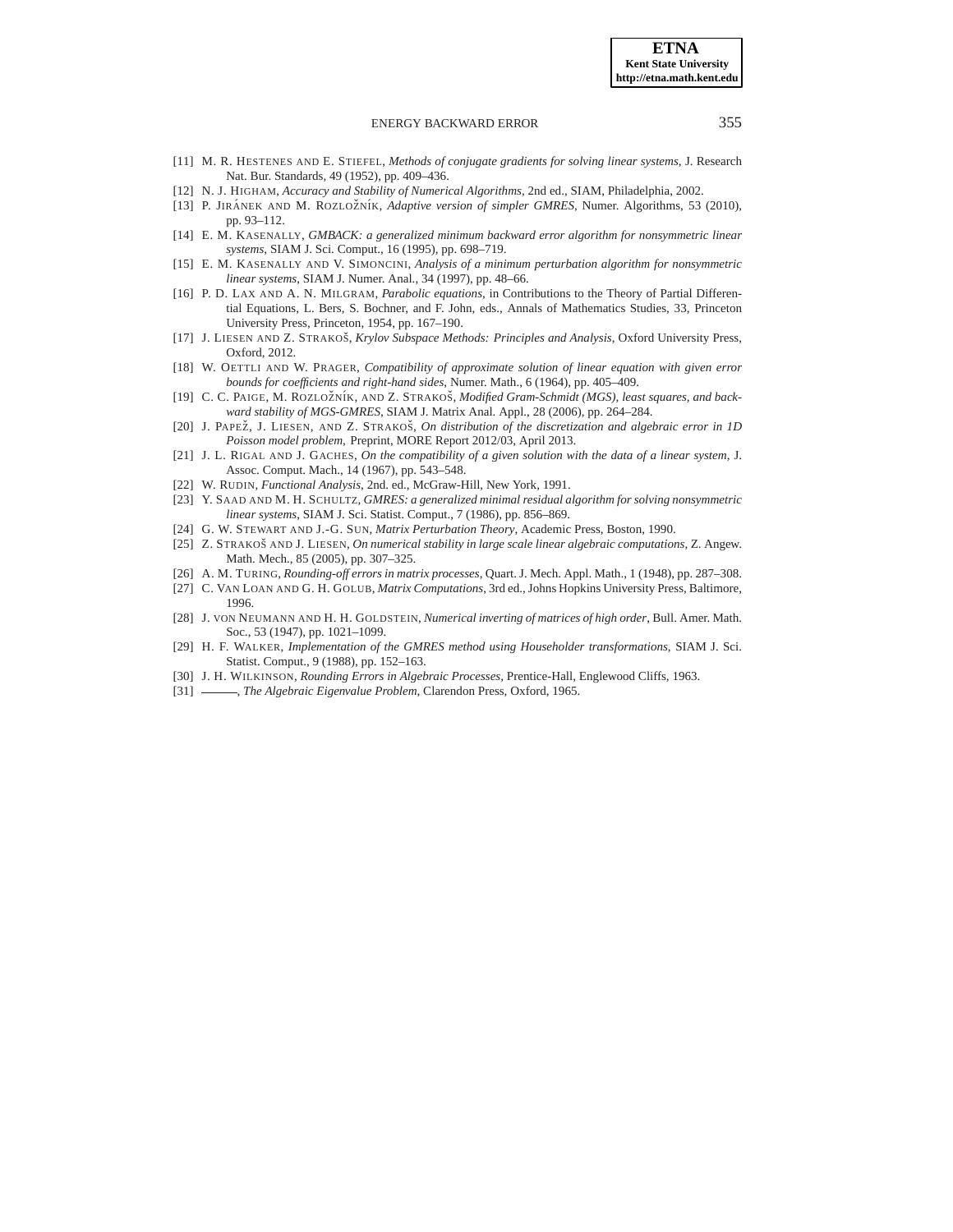[11] M. R. Hestenes and E. Stiefel, *Methods of conjugate gradients for solving linear systems*, J. Research Nat. Bur. Standards, 49 (1952), pp. 409–436.

[12] N. J. Higham, *Accuracy and Stability of Numerical Algorithms*, 2nd ed., SIAM, Philadelphia, 2002.

[13] P. Jiránek and M. Rozložník, *Adaptive version of simpler GMRES*, Numer. Algorithms, 53 (2010), pp. 93–112.

[14] E. M. Kasenally, *GMBACK: a generalized minimum backward error algorithm for nonsymmetric linear systems*, SIAM J. Sci. Comput., 16 (1995), pp. 698–719.

[15] E. M. Kasenally and V. Simoncini, *Analysis of a minimum perturbation algorithm for nonsymmetric linear systems*, SIAM J. Numer. Anal., 34 (1997), pp. 48–66.

[16] P. D. Lax and A. N. Milgram, *Parabolic equations*, in Contributions to the Theory of Partial Differential Equations, L. Bers, S. Bochner, and F. John, eds., Annals of Mathematics Studies, 33, Princeton University Press, Princeton, 1954, pp. 167–190.

[17] J. Liesen and Z. Strakoš, *Krylov Subspace Methods: Principles and Analysis*, Oxford University Press, Oxford, 2012.

[18] W. Oettli and W. Prager, *Compatibility of approximate solution of linear equation with given error bounds for coefficients and right-hand sides*, Numer. Math., 6 (1964), pp. 405–409.

[19] C. C. Paige, M. Rozložník, and Z. Strakoš, *Modified Gram-Schmidt (MGS), least squares, and backward stability of MGS-GMRES*, SIAM J. Matrix Anal. Appl., 28 (2006), pp. 264–284.

[20] J. Papež, J. Liesen, and Z. Strakoš, *On distribution of the discretization and algebraic error in 1D Poisson model problem*, Preprint, MORE Report 2012/03, April 2013.

[21] J. L. Rigal and J. Gaches, *On the compatibility of a given solution with the data of a linear system*, J. Assoc. Comput. Mach., 14 (1967), pp. 543–548.

[22] W. Rudin, *Functional Analysis*, 2nd. ed., McGraw-Hill, New York, 1991.

[23] Y. Saad and M. H. Schultz, *GMRES: a generalized minimal residual algorithm for solving nonsymmetric linear systems*, SIAM J. Sci. Statist. Comput., 7 (1986), pp. 856–869.

[24] G. W. Stewart and J.-G. Sun, *Matrix Perturbation Theory*, Academic Press, Boston, 1990.

[25] Z. Strakoš and J. Liesen, *On numerical stability in large scale linear algebraic computations*, Z. Angew. Math. Mech., 85 (2005), pp. 307–325.

[26] A. M. Turing, *Rounding-off errors in matrix processes*, Quart. J. Mech. Appl. Math., 1 (1948), pp. 287–308.

[27] C. Van Loan and G. H. Golub, *Matrix Computations*, 3rd ed., Johns Hopkins University Press, Baltimore, 1996.

[28] J. von Neumann and H. H. Goldstein, *Numerical inverting of matrices of high order*, Bull. Amer. Math. Soc., 53 (1947), pp. 1021–1099.

[29] H. F. Walker, *Implementation of the GMRES method using Householder transformations*, SIAM J. Sci. Statist. Comput., 9 (1988), pp. 152–163.

[30] J. H. Wilkinson, *Rounding Errors in Algebraic Processes*, Prentice-Hall, Englewood Cliffs, 1963.

[31] ———, *The Algebraic Eigenvalue Problem*, Clarendon Press, Oxford, 1965.